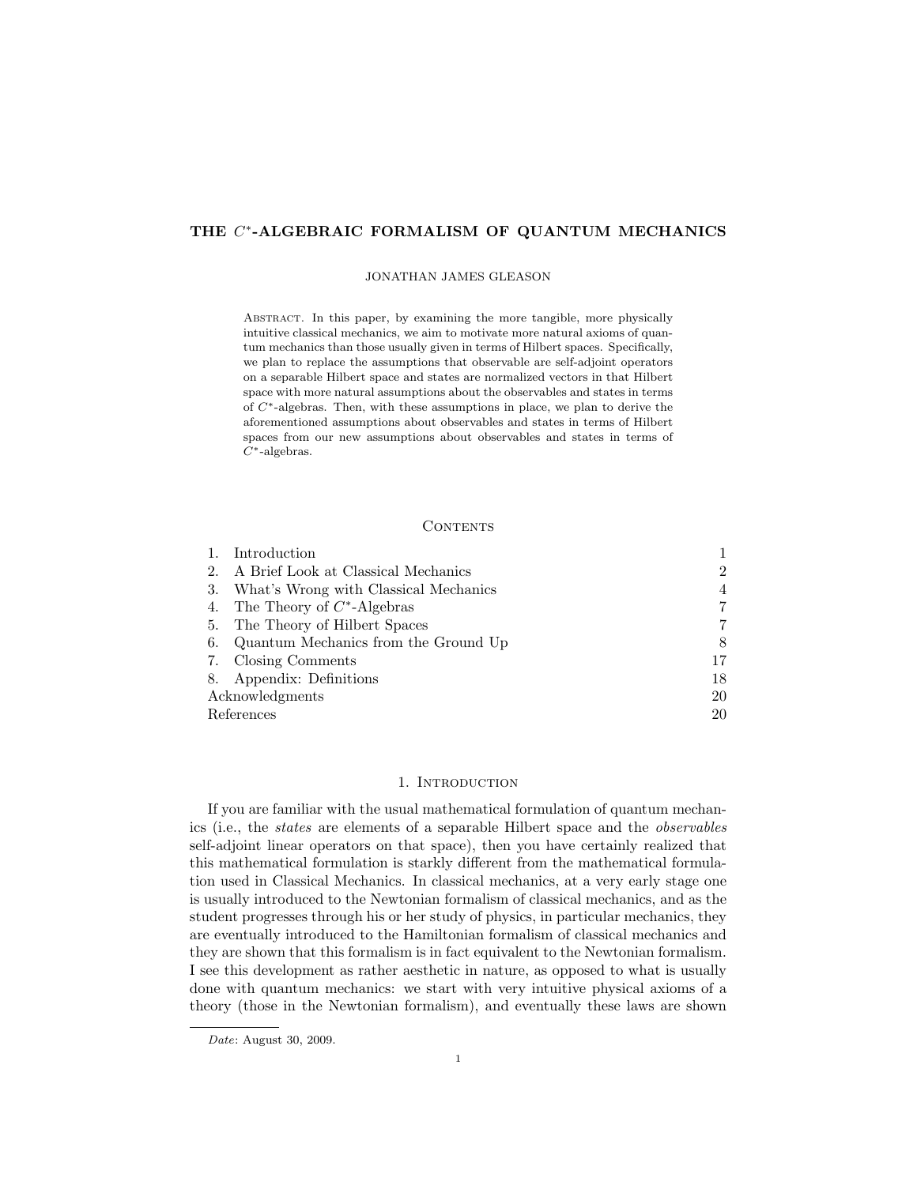# THE $C^*$-ALGEBRAIC FORMALISM OF QUANTUM MECHANICS

JONATHAN JAMES GLEASON

Abstract. In this paper, by examining the more tangible, more physically intuitive classical mechanics, we aim to motivate more natural axioms of quantum mechanics than those usually given in terms of Hilbert spaces. Specifically, we plan to replace the assumptions that observable are self-adjoint operators on a separable Hilbert space and states are normalized vectors in that Hilbert space with more natural assumptions about the observables and states in terms of $C^*$-algebras. Then, with these assumptions in place, we plan to derive the aforementioned assumptions about observables and states in terms of Hilbert spaces from our new assumptions about observables and states in terms of $C^*$-algebras.

## Contents

| | | |
|---|---|---|
| 1. | Introduction | 1 |
| 2. | A Brief Look at Classical Mechanics | 2 |
| 3. | What's Wrong with Classical Mechanics | 4 |
| 4. | The Theory of $C^*$-Algebras | 7 |
| 5. | The Theory of Hilbert Spaces | 7 |
| 6. | Quantum Mechanics from the Ground Up | 8 |
| 7. | Closing Comments | 17 |
| 8. | Appendix: Definitions | 18 |
| | Acknowledgments | 20 |
| | References | 20 |

## 1. Introduction

If you are familiar with the usual mathematical formulation of quantum mechanics (i.e., the *states* are elements of a separable Hilbert space and the *observables* self-adjoint linear operators on that space), then you have certainly realized that this mathematical formulation is starkly different from the mathematical formulation used in Classical Mechanics. In classical mechanics, at a very early stage one is usually introduced to the Newtonian formalism of classical mechanics, and as the student progresses through his or her study of physics, in particular mechanics, they are eventually introduced to the Hamiltonian formalism of classical mechanics and they are shown that this formalism is in fact equivalent to the Newtonian formalism. I see this development as rather aesthetic in nature, as opposed to what is usually done with quantum mechanics: we start with very intuitive physical axioms of a theory (those in the Newtonian formalism), and eventually these laws are shown

*Date*: August 30, 2009.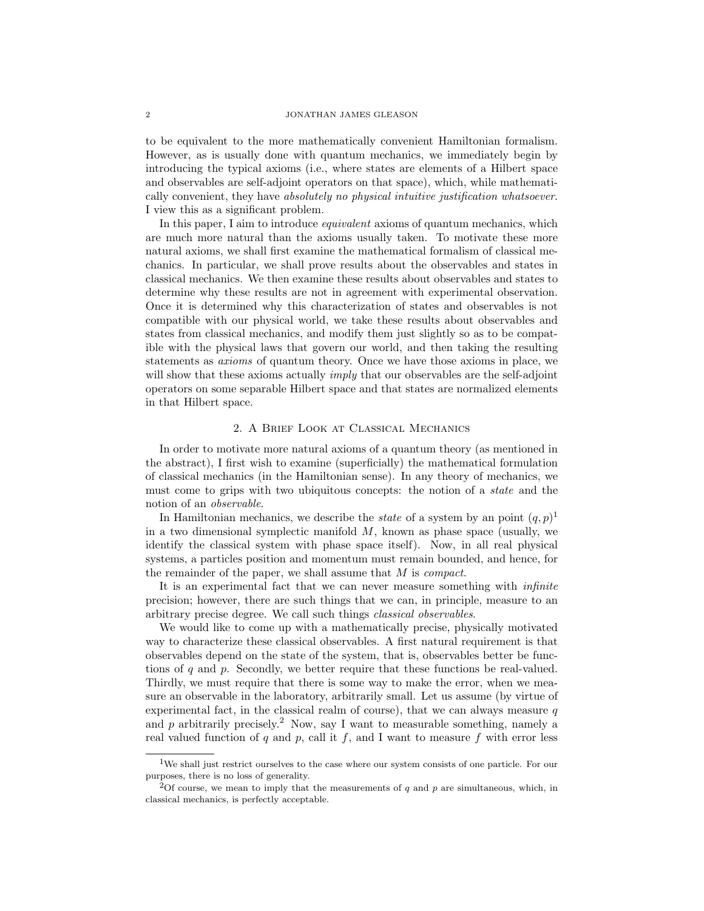to be equivalent to the more mathematically convenient Hamiltonian formalism. However, as is usually done with quantum mechanics, we immediately begin by introducing the typical axioms (i.e., where states are elements of a Hilbert space and observables are self-adjoint operators on that space), which, while mathematically convenient, they have *absolutely no physical intuitive justification whatsoever*. I view this as a significant problem.

In this paper, I aim to introduce *equivalent* axioms of quantum mechanics, which are much more natural than the axioms usually taken. To motivate these more natural axioms, we shall first examine the mathematical formalism of classical mechanics. In particular, we shall prove results about the observables and states in classical mechanics. We then examine these results about observables and states to determine why these results are not in agreement with experimental observation. Once it is determined why this characterization of states and observables is not compatible with our physical world, we take these results about observables and states from classical mechanics, and modify them just slightly so as to be compatible with the physical laws that govern our world, and then taking the resulting statements as *axioms* of quantum theory. Once we have those axioms in place, we will show that these axioms actually *imply* that our observables are the self-adjoint operators on some separable Hilbert space and that states are normalized elements in that Hilbert space.

## 2. A Brief Look at Classical Mechanics

In order to motivate more natural axioms of a quantum theory (as mentioned in the abstract), I first wish to examine (superficially) the mathematical formulation of classical mechanics (in the Hamiltonian sense). In any theory of mechanics, we must come to grips with two ubiquitous concepts: the notion of a *state* and the notion of an *observable*.

In Hamiltonian mechanics, we describe the *state* of a system by an point $(q, p)$[1] in a two dimensional symplectic manifold $M$, known as phase space (usually, we identify the classical system with phase space itself). Now, in all real physical systems, a particles position and momentum must remain bounded, and hence, for the remainder of the paper, we shall assume that $M$ is *compact*.

It is an experimental fact that we can never measure something with *infinite* precision; however, there are such things that we can, in principle, measure to an arbitrary precise degree. We call such things *classical observables*.

We would like to come up with a mathematically precise, physically motivated way to characterize these classical observables. A first natural requirement is that observables depend on the state of the system, that is, observables better be functions of $q$ and $p$. Secondly, we better require that these functions be real-valued. Thirdly, we must require that there is some way to make the error, when we measure an observable in the laboratory, arbitrarily small. Let us assume (by virtue of experimental fact, in the classical realm of course), that we can always measure $q$ and $p$ arbitrarily precisely.[2] Now, say I want to measurable something, namely a real valued function of $q$ and $p$, call it $f$, and I want to measure $f$ with error less

[1]We shall just restrict ourselves to the case where our system consists of one particle. For our purposes, there is no loss of generality.

[2]Of course, we mean to imply that the measurements of $q$ and $p$ are simultaneous, which, in classical mechanics, is perfectly acceptable.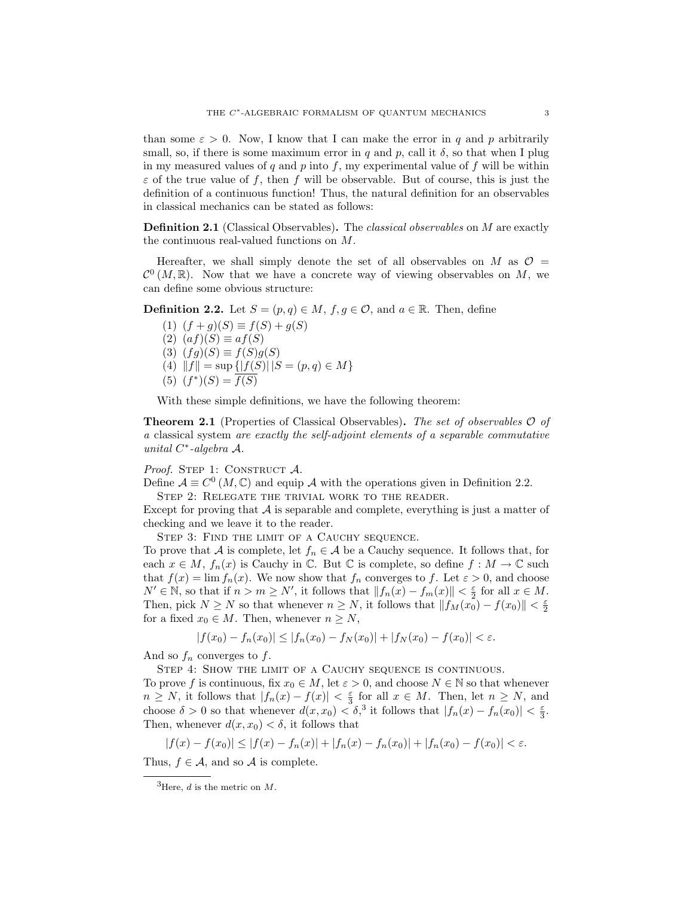than some $\varepsilon > 0$. Now, I know that I can make the error in $q$ and $p$ arbitrarily small, so, if there is some maximum error in $q$ and $p$, call it $\delta$, so that when I plug in my measured values of $q$ and $p$ into $f$, my experimental value of $f$ will be within $\varepsilon$ of the true value of $f$, then $f$ will be observable. But of course, this is just the definition of a continuous function! Thus, the natural definition for an observables in classical mechanics can be stated as follows:

**Definition 2.1** (Classical Observables)**.** The *classical observables* on $M$ are exactly the continuous real-valued functions on $M$.

Hereafter, we shall simply denote the set of all observables on $M$ as $\mathcal{O} = \mathcal{C}^0(M, \mathbb{R})$. Now that we have a concrete way of viewing observables on $M$, we can define some obvious structure:

**Definition 2.2.** Let $S = (p, q) \in M$, $f, g \in \mathcal{O}$, and $a \in \mathbb{R}$. Then, define

(1) $(f + g)(S) \equiv f(S) + g(S)$
(2) $(af)(S) \equiv af(S)$
(3) $(fg)(S) \equiv f(S)g(S)$
(4) $\|f\| = \sup\{|f(S)|\,|S = (p, q) \in M\}$
(5) $(f^*)(S) = \overline{f(S)}$

With these simple definitions, we have the following theorem:

**Theorem 2.1** (Properties of Classical Observables)**.** *The set of observables* $\mathcal{O}$ *of a* classical system *are exactly the self-adjoint elements of a separable commutative unital* $C^*$*-algebra* $\mathcal{A}$*.*

*Proof.* Step 1: Construct $\mathcal{A}$.
Define $\mathcal{A} \equiv C^0(M, \mathbb{C})$ and equip $\mathcal{A}$ with the operations given in Definition 2.2.

Step 2: Relegate the trivial work to the reader.
Except for proving that $\mathcal{A}$ is separable and complete, everything is just a matter of checking and we leave it to the reader.

Step 3: Find the limit of a Cauchy sequence.
To prove that $\mathcal{A}$ is complete, let $f_n \in \mathcal{A}$ be a Cauchy sequence. It follows that, for each $x \in M$, $f_n(x)$ is Cauchy in $\mathbb{C}$. But $\mathbb{C}$ is complete, so define $f : M \to \mathbb{C}$ such that $f(x) = \lim f_n(x)$. We now show that $f_n$ converges to $f$. Let $\varepsilon > 0$, and choose $N' \in \mathbb{N}$, so that if $n > m \geq N'$, it follows that $\|f_n(x) - f_m(x)\| < \frac{\varepsilon}{2}$ for all $x \in M$. Then, pick $N \geq N$ so that whenever $n \geq N$, it follows that $\|f_M(x_0) - f(x_0)\| < \frac{\varepsilon}{2}$ for a fixed $x_0 \in M$. Then, whenever $n \geq N$,

$$|f(x_0) - f_n(x_0)| \leq |f_n(x_0) - f_N(x_0)| + |f_N(x_0) - f(x_0)| < \varepsilon.$$

And so $f_n$ converges to $f$.

Step 4: Show the limit of a Cauchy sequence is continuous.
To prove $f$ is continuous, fix $x_0 \in M$, let $\varepsilon > 0$, and choose $N \in \mathbb{N}$ so that whenever $n \geq N$, it follows that $|f_n(x) - f(x)| < \frac{\varepsilon}{3}$ for all $x \in M$. Then, let $n \geq N$, and choose $\delta > 0$ so that whenever $d(x, x_0) < \delta$,[3] it follows that $|f_n(x) - f_n(x_0)| < \frac{\varepsilon}{3}$. Then, whenever $d(x, x_0) < \delta$, it follows that

$$|f(x) - f(x_0)| \leq |f(x) - f_n(x)| + |f_n(x) - f_n(x_0)| + |f_n(x_0) - f(x_0)| < \varepsilon.$$

Thus, $f \in \mathcal{A}$, and so $\mathcal{A}$ is complete.

[3] Here, $d$ is the metric on $M$.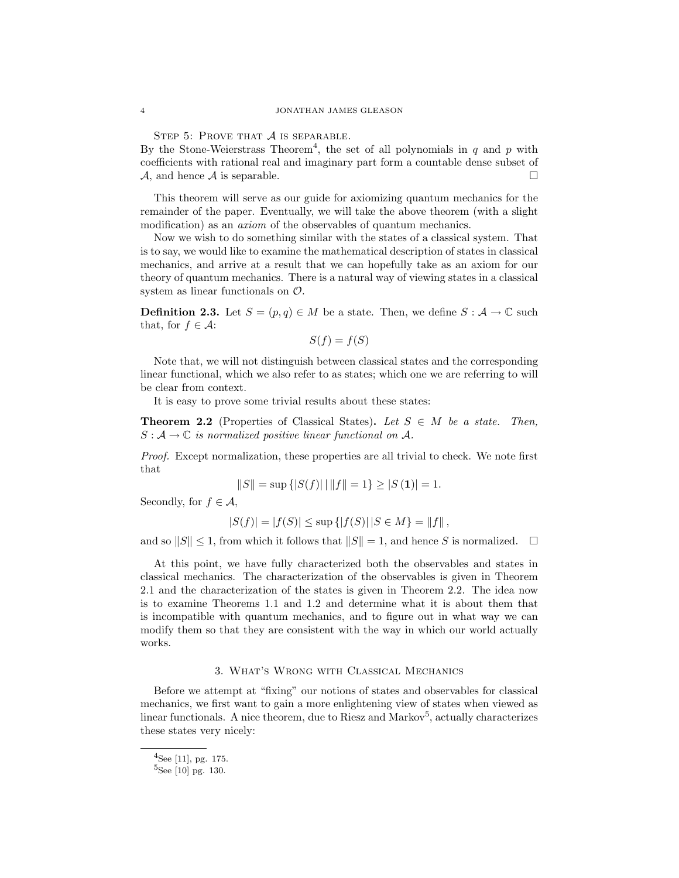Step 5: Prove that $\mathcal{A}$ is separable.
By the Stone-Weierstrass Theorem[4], the set of all polynomials in $q$ and $p$ with coefficients with rational real and imaginary part form a countable dense subset of $\mathcal{A}$, and hence $\mathcal{A}$ is separable. $\square$

This theorem will serve as our guide for axiomizing quantum mechanics for the remainder of the paper. Eventually, we will take the above theorem (with a slight modification) as an *axiom* of the observables of quantum mechanics.

Now we wish to do something similar with the states of a classical system. That is to say, we would like to examine the mathematical description of states in classical mechanics, and arrive at a result that we can hopefully take as an axiom for our theory of quantum mechanics. There is a natural way of viewing states in a classical system as linear functionals on $\mathcal{O}$.

**Definition 2.3.** Let $S = (p, q) \in M$ be a state. Then, we define $S : \mathcal{A} \to \mathbb{C}$ such that, for $f \in \mathcal{A}$:

$$S(f) = f(S)$$

Note that, we will not distinguish between classical states and the corresponding linear functional, which we also refer to as states; which one we are referring to will be clear from context.

It is easy to prove some trivial results about these states:

**Theorem 2.2** (Properties of Classical States)**.** *Let $S \in M$ be a state. Then, $S : \mathcal{A} \to \mathbb{C}$ is normalized positive linear functional on $\mathcal{A}$.*

*Proof.* Except normalization, these properties are all trivial to check. We note first that

$$\|S\| = \sup \{|S(f)| \,|\, \|f\| = 1\} \geq |S(\mathbf{1})| = 1.$$

Secondly, for $f \in \mathcal{A}$,

$$|S(f)| = |f(S)| \leq \sup \{|f(S)| \,|S \in M\} = \|f\|,$$

and so $\|S\| \leq 1$, from which it follows that $\|S\| = 1$, and hence $S$ is normalized. $\square$

At this point, we have fully characterized both the observables and states in classical mechanics. The characterization of the observables is given in Theorem 2.1 and the characterization of the states is given in Theorem 2.2. The idea now is to examine Theorems 1.1 and 1.2 and determine what it is about them that is incompatible with quantum mechanics, and to figure out in what way we can modify them so that they are consistent with the way in which our world actually works.

## 3. What's Wrong with Classical Mechanics

Before we attempt at "fixing" our notions of states and observables for classical mechanics, we first want to gain a more enlightening view of states when viewed as linear functionals. A nice theorem, due to Riesz and Markov[5], actually characterizes these states very nicely:

---

[4] See [11], pg. 175.

[5] See [10] pg. 130.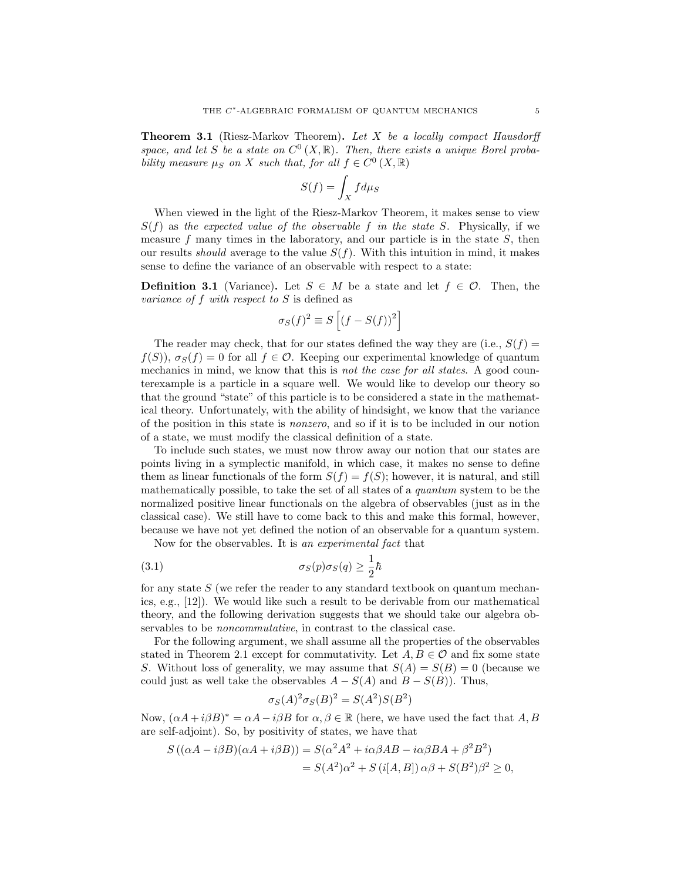**Theorem 3.1** (Riesz-Markov Theorem)**.** *Let $X$ be a locally compact Hausdorff space, and let $S$ be a state on $C^0(X, \mathbb{R})$. Then, there exists a unique Borel probability measure $\mu_S$ on $X$ such that, for all $f \in C^0(X, \mathbb{R})$*

$$S(f) = \int_X f d\mu_S$$

When viewed in the light of the Riesz-Markov Theorem, it makes sense to view $S(f)$ as *the expected value of the observable $f$ in the state $S$*. Physically, if we measure $f$ many times in the laboratory, and our particle is in the state $S$, then our results *should* average to the value $S(f)$. With this intuition in mind, it makes sense to define the variance of an observable with respect to a state:

**Definition 3.1** (Variance)**.** Let $S \in M$ be a state and let $f \in \mathcal{O}$. Then, the *variance of $f$ with respect to $S$* is defined as

$$\sigma_S(f)^2 \equiv S\left[(f - S(f))^2\right]$$

The reader may check, that for our states defined the way they are (i.e., $S(f) = f(S)$), $\sigma_S(f) = 0$ for all $f \in \mathcal{O}$. Keeping our experimental knowledge of quantum mechanics in mind, we know that this is *not the case for all states*. A good counterexample is a particle in a square well. We would like to develop our theory so that the ground "state" of this particle is to be considered a state in the mathematical theory. Unfortunately, with the ability of hindsight, we know that the variance of the position in this state is *nonzero*, and so if it is to be included in our notion of a state, we must modify the classical definition of a state.

To include such states, we must now throw away our notion that our states are points living in a symplectic manifold, in which case, it makes no sense to define them as linear functionals of the form $S(f) = f(S)$; however, it is natural, and still mathematically possible, to take the set of all states of a *quantum* system to be the normalized positive linear functionals on the algebra of observables (just as in the classical case). We still have to come back to this and make this formal, however, because we have not yet defined the notion of an observable for a quantum system.

Now for the observables. It is *an experimental fact* that

$$\sigma_S(p)\sigma_S(q) \geq \frac{1}{2}\hbar \tag{3.1}$$

for any state $S$ (we refer the reader to any standard textbook on quantum mechanics, e.g., [12]). We would like such a result to be derivable from our mathematical theory, and the following derivation suggests that we should take our algebra observables to be *noncommutative*, in contrast to the classical case.

For the following argument, we shall assume all the properties of the observables stated in Theorem 2.1 except for commutativity. Let $A, B \in \mathcal{O}$ and fix some state $S$. Without loss of generality, we may assume that $S(A) = S(B) = 0$ (because we could just as well take the observables $A - S(A)$ and $B - S(B)$). Thus,

$$\sigma_S(A)^2\sigma_S(B)^2 = S(A^2)S(B^2)$$

Now, $(\alpha A + i\beta B)^* = \alpha A - i\beta B$ for $\alpha, \beta \in \mathbb{R}$ (here, we have used the fact that $A, B$ are self-adjoint). So, by positivity of states, we have that

$$\begin{aligned} S\left((\alpha A - i\beta B)(\alpha A + i\beta B)\right) &= S(\alpha^2 A^2 + i\alpha\beta AB - i\alpha\beta BA + \beta^2 B^2) \\ &= S(A^2)\alpha^2 + S\left(i[A, B]\right)\alpha\beta + S(B^2)\beta^2 \geq 0, \end{aligned}$$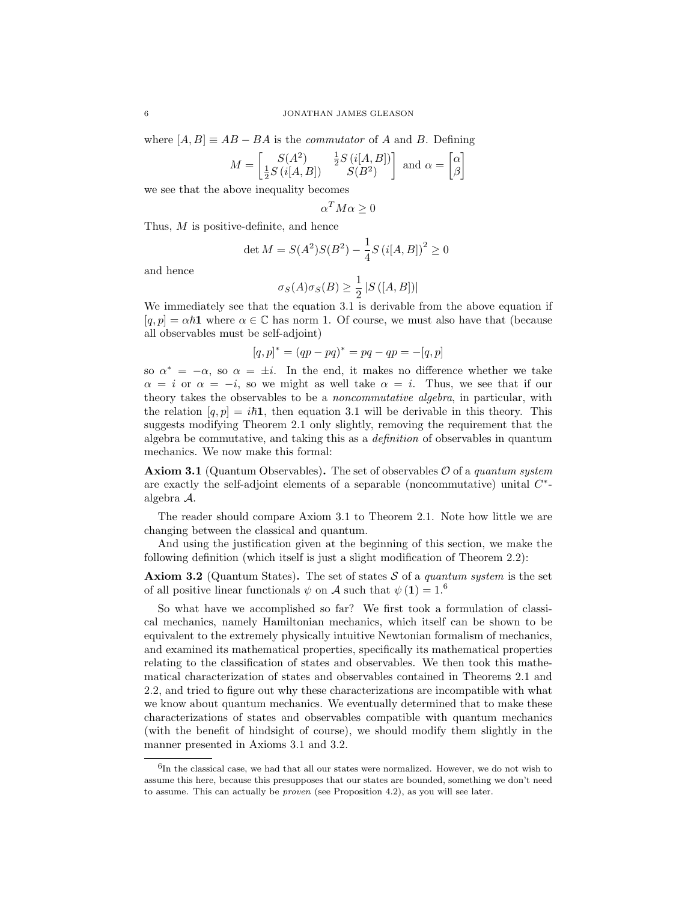where $[A, B] \equiv AB - BA$ is the *commutator* of $A$ and $B$. Defining

$$M = \begin{bmatrix} S(A^2) & \frac{1}{2}S\left(i[A,B]\right) \\ \frac{1}{2}S\left(i[A,B]\right) & S(B^2) \end{bmatrix} \text{ and } \alpha = \begin{bmatrix} \alpha \\ \beta \end{bmatrix}$$

we see that the above inequality becomes

$$\alpha^T M \alpha \geq 0$$

Thus, $M$ is positive-definite, and hence

$$\det M = S(A^2)S(B^2) - \frac{1}{4}S\left(i[A,B]\right)^2 \geq 0$$

and hence

$$\sigma_S(A)\sigma_S(B) \geq \frac{1}{2}\left|S\left([A,B]\right)\right|$$

We immediately see that the equation 3.1 is derivable from the above equation if $[q,p] = \alpha\hbar\mathbf{1}$ where $\alpha \in \mathbb{C}$ has norm 1. Of course, we must also have that (because all observables must be self-adjoint)

$$[q,p]^* = (qp - pq)^* = pq - qp = -[q,p]$$

so $\alpha^* = -\alpha$, so $\alpha = \pm i$. In the end, it makes no difference whether we take $\alpha = i$ or $\alpha = -i$, so we might as well take $\alpha = i$. Thus, we see that if our theory takes the observables to be a *noncommutative algebra*, in particular, with the relation $[q,p] = i\hbar\mathbf{1}$, then equation 3.1 will be derivable in this theory. This suggests modifying Theorem 2.1 only slightly, removing the requirement that the algebra be commutative, and taking this as a *definition* of observables in quantum mechanics. We now make this formal:

**Axiom 3.1** (Quantum Observables)**.** The set of observables $\mathcal{O}$ of a *quantum system* are exactly the self-adjoint elements of a separable (noncommutative) unital $C^*$-algebra $\mathcal{A}$.

The reader should compare Axiom 3.1 to Theorem 2.1. Note how little we are changing between the classical and quantum.

And using the justification given at the beginning of this section, we make the following definition (which itself is just a slight modification of Theorem 2.2):

**Axiom 3.2** (Quantum States)**.** The set of states $\mathcal{S}$ of a *quantum system* is the set of all positive linear functionals $\psi$ on $\mathcal{A}$ such that $\psi(\mathbf{1}) = 1$.[6]

So what have we accomplished so far? We first took a formulation of classical mechanics, namely Hamiltonian mechanics, which itself can be shown to be equivalent to the extremely physically intuitive Newtonian formalism of mechanics, and examined its mathematical properties, specifically its mathematical properties relating to the classification of states and observables. We then took this mathematical characterization of states and observables contained in Theorems 2.1 and 2.2, and tried to figure out why these characterizations are incompatible with what we know about quantum mechanics. We eventually determined that to make these characterizations of states and observables compatible with quantum mechanics (with the benefit of hindsight of course), we should modify them slightly in the manner presented in Axioms 3.1 and 3.2.

[6] In the classical case, we had that all our states were normalized. However, we do not wish to assume this here, because this presupposes that our states are bounded, something we don't need to assume. This can actually be *proven* (see Proposition 4.2), as you will see later.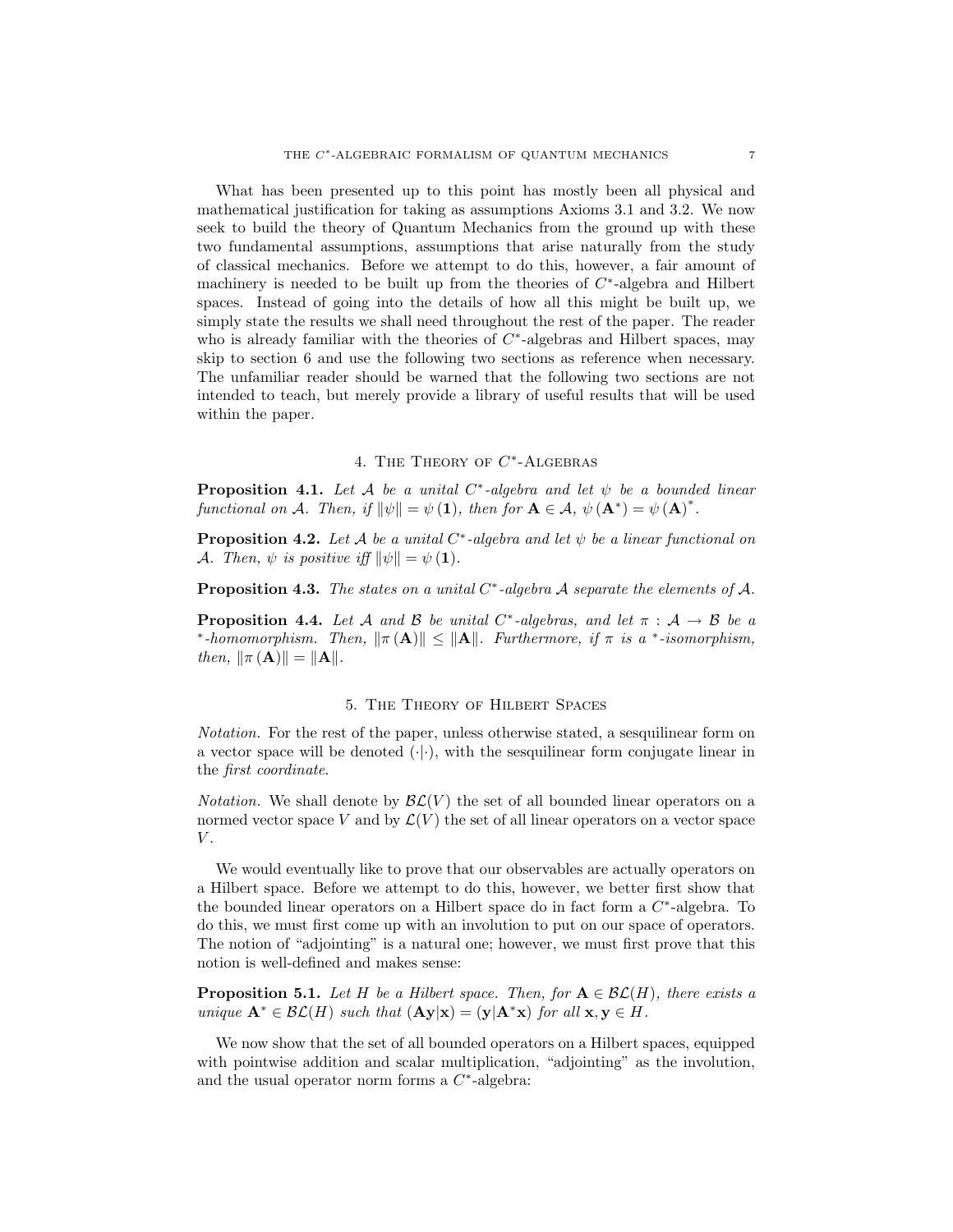What has been presented up to this point has mostly been all physical and mathematical justification for taking as assumptions Axioms 3.1 and 3.2. We now seek to build the theory of Quantum Mechanics from the ground up with these two fundamental assumptions, assumptions that arise naturally from the study of classical mechanics. Before we attempt to do this, however, a fair amount of machinery is needed to be built up from the theories of $C^*$-algebra and Hilbert spaces. Instead of going into the details of how all this might be built up, we simply state the results we shall need throughout the rest of the paper. The reader who is already familiar with the theories of $C^*$-algebras and Hilbert spaces, may skip to section 6 and use the following two sections as reference when necessary. The unfamiliar reader should be warned that the following two sections are not intended to teach, but merely provide a library of useful results that will be used within the paper.

## 4. The Theory of $C^*$-Algebras

**Proposition 4.1.** *Let $\mathcal{A}$ be a unital $C^*$-algebra and let $\psi$ be a bounded linear functional on $\mathcal{A}$. Then, if $\|\psi\| = \psi(\mathbf{1})$, then for $\mathbf{A} \in \mathcal{A}$, $\psi(\mathbf{A}^*) = \psi(\mathbf{A})^*$.*

**Proposition 4.2.** *Let $\mathcal{A}$ be a unital $C^*$-algebra and let $\psi$ be a linear functional on $\mathcal{A}$. Then, $\psi$ is positive iff $\|\psi\| = \psi(\mathbf{1})$.*

**Proposition 4.3.** *The states on a unital $C^*$-algebra $\mathcal{A}$ separate the elements of $\mathcal{A}$.*

**Proposition 4.4.** *Let $\mathcal{A}$ and $\mathcal{B}$ be unital $C^*$-algebras, and let $\pi : \mathcal{A} \to \mathcal{B}$ be a $^*$-homomorphism. Then, $\|\pi(\mathbf{A})\| \le \|\mathbf{A}\|$. Furthermore, if $\pi$ is a $^*$-isomorphism, then, $\|\pi(\mathbf{A})\| = \|\mathbf{A}\|$.*

## 5. The Theory of Hilbert Spaces

*Notation.* For the rest of the paper, unless otherwise stated, a sesquilinear form on a vector space will be denoted $(\cdot|\cdot)$, with the sesquilinear form conjugate linear in the *first coordinate*.

*Notation.* We shall denote by $\mathcal{BL}(V)$ the set of all bounded linear operators on a normed vector space $V$ and by $\mathcal{L}(V)$ the set of all linear operators on a vector space $V$.

We would eventually like to prove that our observables are actually operators on a Hilbert space. Before we attempt to do this, however, we better first show that the bounded linear operators on a Hilbert space do in fact form a $C^*$-algebra. To do this, we must first come up with an involution to put on our space of operators. The notion of "adjointing" is a natural one; however, we must first prove that this notion is well-defined and makes sense:

**Proposition 5.1.** *Let $H$ be a Hilbert space. Then, for $\mathbf{A} \in \mathcal{BL}(H)$, there exists a unique $\mathbf{A}^* \in \mathcal{BL}(H)$ such that $(\mathbf{A}\mathbf{y}|\mathbf{x}) = (\mathbf{y}|\mathbf{A}^*\mathbf{x})$ for all $\mathbf{x}, \mathbf{y} \in H$.*

We now show that the set of all bounded operators on a Hilbert spaces, equipped with pointwise addition and scalar multiplication, "adjointing" as the involution, and the usual operator norm forms a $C^*$-algebra: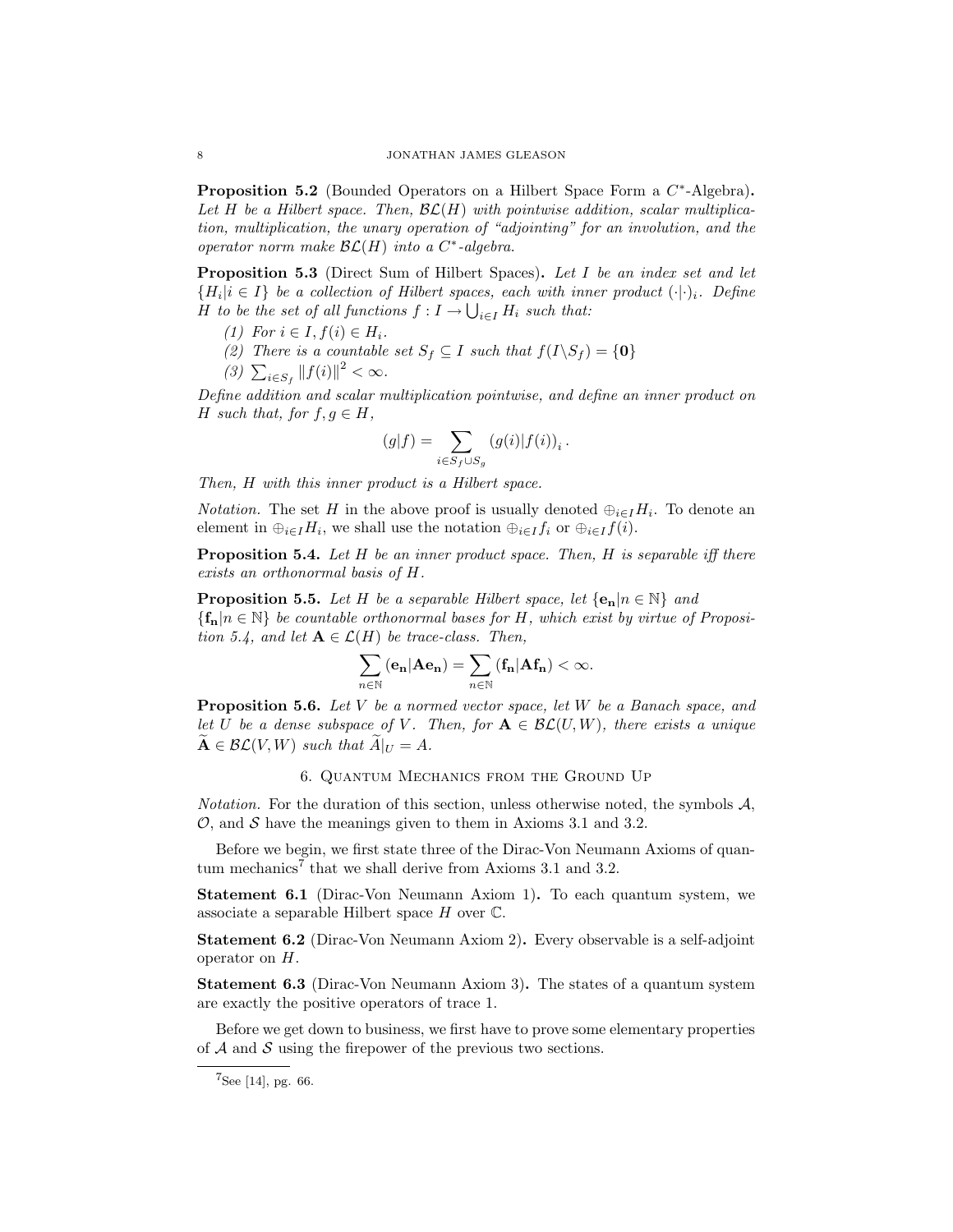**Proposition 5.2** (Bounded Operators on a Hilbert Space Form a $C^*$-Algebra)**.** *Let $H$ be a Hilbert space. Then, $\mathcal{BL}(H)$ with pointwise addition, scalar multiplication, multiplication, the unary operation of "adjointing" for an involution, and the operator norm make $\mathcal{BL}(H)$ into a $C^*$-algebra.*

**Proposition 5.3** (Direct Sum of Hilbert Spaces)**.** *Let $I$ be an index set and let $\{H_i | i \in I\}$ be a collection of Hilbert spaces, each with inner product $(\cdot|\cdot)_i$. Define $H$ to be the set of all functions $f : I \to \bigcup_{i \in I} H_i$ such that:*

1. *For $i \in I, f(i) \in H_i$.*
2. *There is a countable set $S_f \subseteq I$ such that $f(I \backslash S_f) = \{\mathbf{0}\}$*
3. *$\sum_{i \in S_f} \|f(i)\|^2 < \infty$.*

*Define addition and scalar multiplication pointwise, and define an inner product on $H$ such that, for $f, g \in H$,*

$$(g|f) = \sum_{i \in S_f \cup S_g} (g(i)|f(i))_i .$$

*Then, $H$ with this inner product is a Hilbert space.*

*Notation.* The set $H$ in the above proof is usually denoted $\oplus_{i \in I} H_i$. To denote an element in $\oplus_{i \in I} H_i$, we shall use the notation $\oplus_{i \in I} f_i$ or $\oplus_{i \in I} f(i)$.

**Proposition 5.4.** *Let $H$ be an inner product space. Then, $H$ is separable iff there exists an orthonormal basis of $H$.*

**Proposition 5.5.** *Let $H$ be a separable Hilbert space, let $\{\mathbf{e_n} | n \in \mathbb{N}\}$ and $\{\mathbf{f_n} | n \in \mathbb{N}\}$ be countable orthonormal bases for $H$, which exist by virtue of Proposition 5.4, and let $\mathbf{A} \in \mathcal{L}(H)$ be trace-class. Then,*

$$\sum_{n \in \mathbb{N}} (\mathbf{e_n} | \mathbf{A} \mathbf{e_n}) = \sum_{n \in \mathbb{N}} (\mathbf{f_n} | \mathbf{A} \mathbf{f_n}) < \infty.$$

**Proposition 5.6.** *Let $V$ be a normed vector space, let $W$ be a Banach space, and let $U$ be a dense subspace of $V$. Then, for $\mathbf{A} \in \mathcal{BL}(U, W)$, there exists a unique $\widetilde{\mathbf{A}} \in \mathcal{BL}(V, W)$ such that $\widetilde{A}|_U = A$.*

## 6. Quantum Mechanics from the Ground Up

*Notation.* For the duration of this section, unless otherwise noted, the symbols $\mathcal{A}$, $\mathcal{O}$, and $\mathcal{S}$ have the meanings given to them in Axioms 3.1 and 3.2.

Before we begin, we first state three of the Dirac-Von Neumann Axioms of quantum mechanics[7] that we shall derive from Axioms 3.1 and 3.2.

**Statement 6.1** (Dirac-Von Neumann Axiom 1)**.** To each quantum system, we associate a separable Hilbert space $H$ over $\mathbb{C}$.

**Statement 6.2** (Dirac-Von Neumann Axiom 2)**.** Every observable is a self-adjoint operator on $H$.

**Statement 6.3** (Dirac-Von Neumann Axiom 3)**.** The states of a quantum system are exactly the positive operators of trace 1.

Before we get down to business, we first have to prove some elementary properties of $\mathcal{A}$ and $\mathcal{S}$ using the firepower of the previous two sections.

[7] See [14], pg. 66.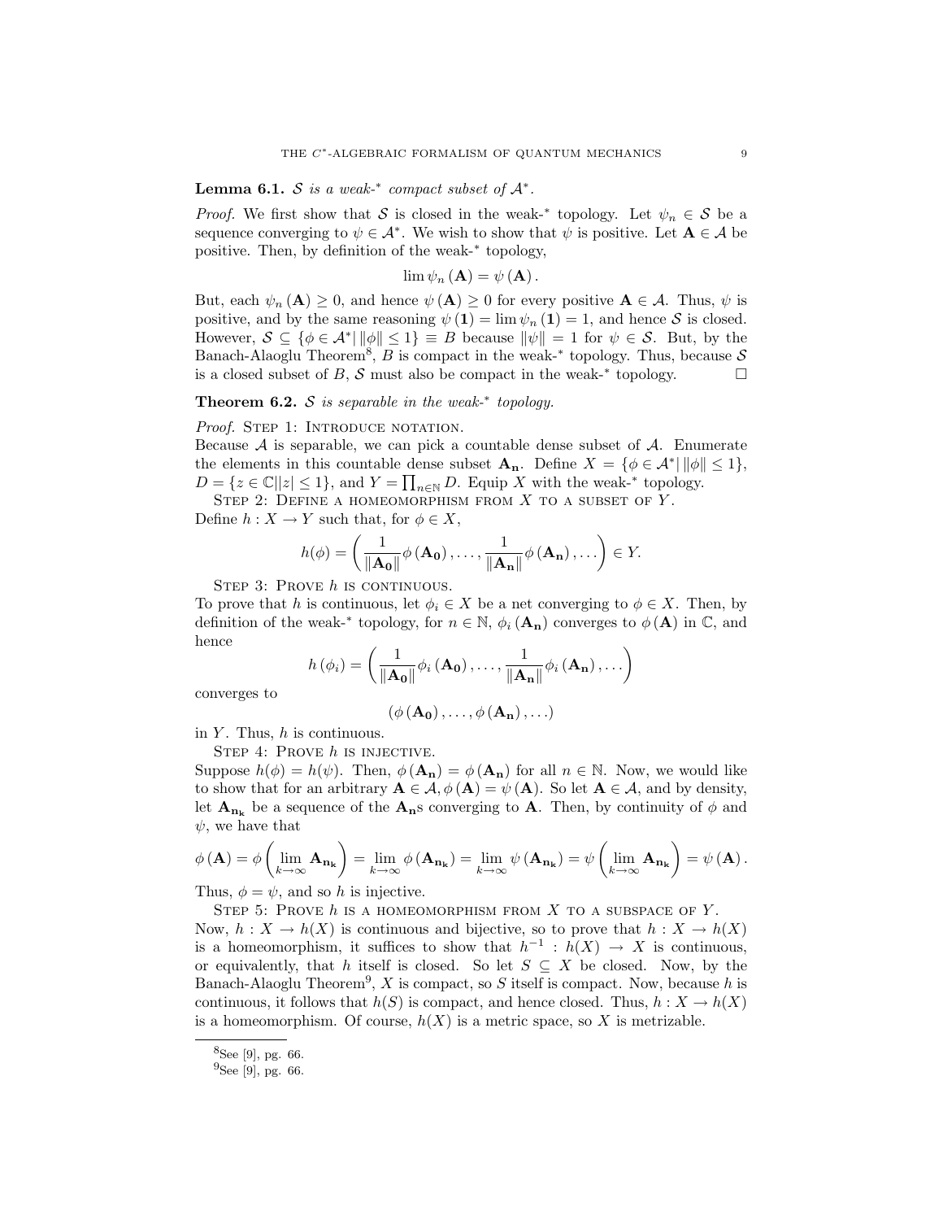**Lemma 6.1.** *$\mathcal{S}$ is a weak-$^*$ compact subset of $\mathcal{A}^*$.*

*Proof.* We first show that $\mathcal{S}$ is closed in the weak-$^*$ topology. Let $\psi_n \in \mathcal{S}$ be a sequence converging to $\psi \in \mathcal{A}^*$. We wish to show that $\psi$ is positive. Let $\mathbf{A} \in \mathcal{A}$ be positive. Then, by definition of the weak-$^*$ topology,

$$\lim \psi_n(\mathbf{A}) = \psi(\mathbf{A}).$$

But, each $\psi_n(\mathbf{A}) \geq 0$, and hence $\psi(\mathbf{A}) \geq 0$ for every positive $\mathbf{A} \in \mathcal{A}$. Thus, $\psi$ is positive, and by the same reasoning $\psi(\mathbf{1}) = \lim \psi_n(\mathbf{1}) = 1$, and hence $\mathcal{S}$ is closed. However, $\mathcal{S} \subseteq \{\phi \in \mathcal{A}^* | \, \|\phi\| \leq 1\} \equiv B$ because $\|\psi\| = 1$ for $\psi \in \mathcal{S}$. But, by the Banach-Alaoglu Theorem[8], $B$ is compact in the weak-$^*$ topology. Thus, because $\mathcal{S}$ is a closed subset of $B$, $\mathcal{S}$ must also be compact in the weak-$^*$ topology. $\square$

**Theorem 6.2.** *$\mathcal{S}$ is separable in the weak-$^*$ topology.*

*Proof.* Step 1: Introduce notation.
Because $\mathcal{A}$ is separable, we can pick a countable dense subset of $\mathcal{A}$. Enumerate the elements in this countable dense subset $\mathbf{A_n}$. Define $X = \{\phi \in \mathcal{A}^* | \, \|\phi\| \leq 1\}$, $D = \{z \in \mathbb{C} | |z| \leq 1\}$, and $Y = \prod_{n \in \mathbb{N}} D$. Equip $X$ with the weak-$^*$ topology.

Step 2: Define a homeomorphism from $X$ to a subset of $Y$.
Define $h : X \to Y$ such that, for $\phi \in X$,

$$h(\phi) = \left( \frac{1}{\|\mathbf{A_0}\|} \phi(\mathbf{A_0}), \ldots, \frac{1}{\|\mathbf{A_n}\|} \phi(\mathbf{A_n}), \ldots \right) \in Y.$$

Step 3: Prove $h$ is continuous.
To prove that $h$ is continuous, let $\phi_i \in X$ be a net converging to $\phi \in X$. Then, by definition of the weak-$^*$ topology, for $n \in \mathbb{N}$, $\phi_i(\mathbf{A_n})$ converges to $\phi(\mathbf{A})$ in $\mathbb{C}$, and hence

$$h(\phi_i) = \left( \frac{1}{\|\mathbf{A_0}\|} \phi_i(\mathbf{A_0}), \ldots, \frac{1}{\|\mathbf{A_n}\|} \phi_i(\mathbf{A_n}), \ldots \right)$$

converges to

$$(\phi(\mathbf{A_0}), \ldots, \phi(\mathbf{A_n}), \ldots)$$

in $Y$. Thus, $h$ is continuous.

Step 4: Prove $h$ is injective.
Suppose $h(\phi) = h(\psi)$. Then, $\phi(\mathbf{A_n}) = \phi(\mathbf{A_n})$ for all $n \in \mathbb{N}$. Now, we would like to show that for an arbitrary $\mathbf{A} \in \mathcal{A}, \phi(\mathbf{A}) = \psi(\mathbf{A})$. So let $\mathbf{A} \in \mathcal{A}$, and by density, let $\mathbf{A_{n_k}}$ be a sequence of the $\mathbf{A_n}$s converging to $\mathbf{A}$. Then, by continuity of $\phi$ and $\psi$, we have that

$$\phi(\mathbf{A}) = \phi\left(\lim_{k\to\infty} \mathbf{A_{n_k}}\right) = \lim_{k\to\infty} \phi(\mathbf{A_{n_k}}) = \lim_{k\to\infty} \psi(\mathbf{A_{n_k}}) = \psi\left(\lim_{k\to\infty} \mathbf{A_{n_k}}\right) = \psi(\mathbf{A}).$$

Thus, $\phi = \psi$, and so $h$ is injective.

Step 5: Prove $h$ is a homeomorphism from $X$ to a subspace of $Y$.
Now, $h : X \to h(X)$ is continuous and bijective, so to prove that $h : X \to h(X)$ is a homeomorphism, it suffices to show that $h^{-1} : h(X) \to X$ is continuous, or equivalently, that $h$ itself is closed. So let $S \subseteq X$ be closed. Now, by the Banach-Alaoglu Theorem[9], $X$ is compact, so $S$ itself is compact. Now, because $h$ is continuous, it follows that $h(S)$ is compact, and hence closed. Thus, $h : X \to h(X)$ is a homeomorphism. Of course, $h(X)$ is a metric space, so $X$ is metrizable.

---

[8] See [9], pg. 66.

[9] See [9], pg. 66.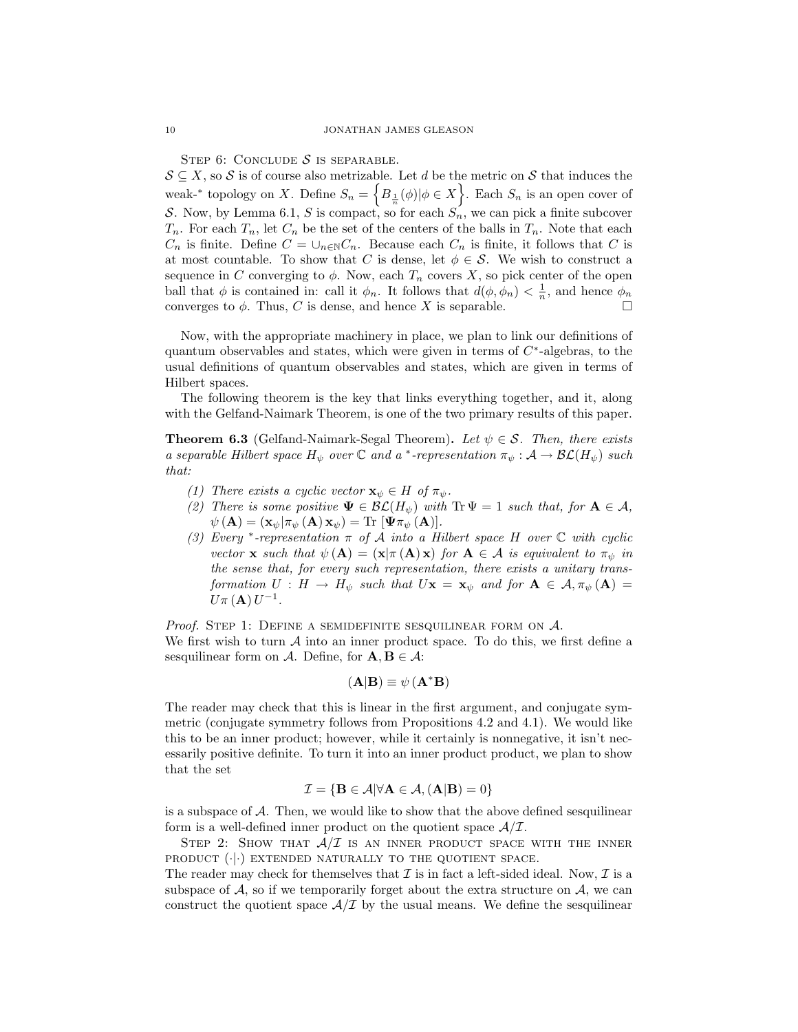STEP 6: CONCLUDE $\mathcal{S}$ IS SEPARABLE.

$\mathcal{S} \subseteq X$, so $\mathcal{S}$ is of course also metrizable. Let $d$ be the metric on $\mathcal{S}$ that induces the weak-$^*$ topology on $X$. Define $S_n = \left\{ B_{\frac{1}{n}}(\phi) | \phi \in X \right\}$. Each $S_n$ is an open cover of $\mathcal{S}$. Now, by Lemma 6.1, $S$ is compact, so for each $S_n$, we can pick a finite subcover $T_n$. For each $T_n$, let $C_n$ be the set of the centers of the balls in $T_n$. Note that each $C_n$ is finite. Define $C = \cup_{n \in \mathbb{N}} C_n$. Because each $C_n$ is finite, it follows that $C$ is at most countable. To show that $C$ is dense, let $\phi \in \mathcal{S}$. We wish to construct a sequence in $C$ converging to $\phi$. Now, each $T_n$ covers $X$, so pick center of the open ball that $\phi$ is contained in: call it $\phi_n$. It follows that $d(\phi, \phi_n) < \frac{1}{n}$, and hence $\phi_n$ converges to $\phi$. Thus, $C$ is dense, and hence $X$ is separable. $\square$

Now, with the appropriate machinery in place, we plan to link our definitions of quantum observables and states, which were given in terms of $C^*$-algebras, to the usual definitions of quantum observables and states, which are given in terms of Hilbert spaces.

The following theorem is the key that links everything together, and it, along with the Gelfand-Naimark Theorem, is one of the two primary results of this paper.

**Theorem 6.3** (Gelfand-Naimark-Segal Theorem). *Let $\psi \in \mathcal{S}$. Then, there exists a separable Hilbert space $H_\psi$ over $\mathbb{C}$ and a $^*$-representation $\pi_\psi : \mathcal{A} \to \mathcal{BL}(H_\psi)$ such that:*

1. *There exists a cyclic vector $\mathbf{x}_\psi \in H$ of $\pi_\psi$.*
2. *There is some positive $\mathbf{\Psi} \in \mathcal{BL}(H_\psi)$ with $\mathrm{Tr}\,\Psi = 1$ such that, for $\mathbf{A} \in \mathcal{A}$, $\psi(\mathbf{A}) = (\mathbf{x}_\psi | \pi_\psi(\mathbf{A}) \mathbf{x}_\psi) = \mathrm{Tr}\,[\mathbf{\Psi} \pi_\psi(\mathbf{A})]$.*
3. *Every $^*$-representation $\pi$ of $\mathcal{A}$ into a Hilbert space $H$ over $\mathbb{C}$ with cyclic vector $\mathbf{x}$ such that $\psi(\mathbf{A}) = (\mathbf{x} | \pi(\mathbf{A}) \mathbf{x})$ for $\mathbf{A} \in \mathcal{A}$ is equivalent to $\pi_\psi$ in the sense that, for every such representation, there exists a unitary transformation $U : H \to H_\psi$ such that $U\mathbf{x} = \mathbf{x}_\psi$ and for $\mathbf{A} \in \mathcal{A}, \pi_\psi(\mathbf{A}) = U \pi(\mathbf{A}) U^{-1}$.*

*Proof.* STEP 1: DEFINE A SEMIDEFINITE SESQUILINEAR FORM ON $\mathcal{A}$.

We first wish to turn $\mathcal{A}$ into an inner product space. To do this, we first define a sesquilinear form on $\mathcal{A}$. Define, for $\mathbf{A}, \mathbf{B} \in \mathcal{A}$:

$$(\mathbf{A} | \mathbf{B}) \equiv \psi(\mathbf{A}^* \mathbf{B})$$

The reader may check that this is linear in the first argument, and conjugate symmetric (conjugate symmetry follows from Propositions 4.2 and 4.1). We would like this to be an inner product; however, while it certainly is nonnegative, it isn't necessarily positive definite. To turn it into an inner product product, we plan to show that the set

$$\mathcal{I} = \{ \mathbf{B} \in \mathcal{A} | \forall \mathbf{A} \in \mathcal{A}, (\mathbf{A} | \mathbf{B}) = 0 \}$$

is a subspace of $\mathcal{A}$. Then, we would like to show that the above defined sesquilinear form is a well-defined inner product on the quotient space $\mathcal{A}/\mathcal{I}$.

STEP 2: SHOW THAT $\mathcal{A}/\mathcal{I}$ IS AN INNER PRODUCT SPACE WITH THE INNER PRODUCT $(\cdot|\cdot)$ EXTENDED NATURALLY TO THE QUOTIENT SPACE.

The reader may check for themselves that $\mathcal{I}$ is in fact a left-sided ideal. Now, $\mathcal{I}$ is a subspace of $\mathcal{A}$, so if we temporarily forget about the extra structure on $\mathcal{A}$, we can construct the quotient space $\mathcal{A}/\mathcal{I}$ by the usual means. We define the sesquilinear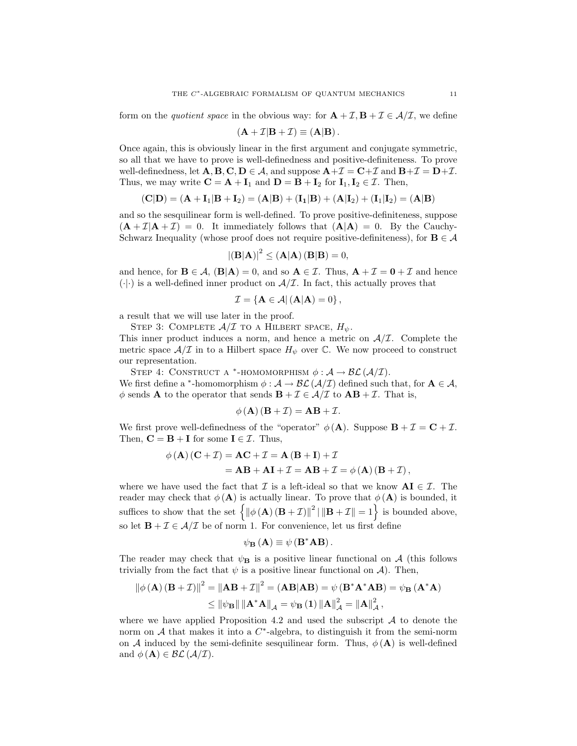form on the *quotient space* in the obvious way: for $\mathbf{A}+\mathcal{I},\mathbf{B}+\mathcal{I}\in\mathcal{A}/\mathcal{I}$, we define

$$(\mathbf{A}+\mathcal{I}|\mathbf{B}+\mathcal{I})\equiv(\mathbf{A}|\mathbf{B}).$$

Once again, this is obviously linear in the first argument and conjugate symmetric, so all that we have to prove is well-definedness and positive-definiteness. To prove well-definedness, let $\mathbf{A},\mathbf{B},\mathbf{C},\mathbf{D}\in\mathcal{A}$, and suppose $\mathbf{A}+\mathcal{I}=\mathbf{C}+\mathcal{I}$ and $\mathbf{B}+\mathcal{I}=\mathbf{D}+\mathcal{I}$. Thus, we may write $\mathbf{C}=\mathbf{A}+\mathbf{I}_1$ and $\mathbf{D}=\mathbf{B}+\mathbf{I}_2$ for $\mathbf{I}_1,\mathbf{I}_2\in\mathcal{I}$. Then,

$$(\mathbf{C}|\mathbf{D})=(\mathbf{A}+\mathbf{I}_1|\mathbf{B}+\mathbf{I}_2)=(\mathbf{A}|\mathbf{B})+(\mathbf{I_1}|\mathbf{B})+(\mathbf{A}|\mathbf{I}_2)+(\mathbf{I}_1|\mathbf{I}_2)=(\mathbf{A}|\mathbf{B})$$

and so the sesquilinear form is well-defined. To prove positive-definiteness, suppose $(\mathbf{A}+\mathcal{I}|\mathbf{A}+\mathcal{I})=0$. It immediately follows that $(\mathbf{A}|\mathbf{A})=0$. By the Cauchy-Schwarz Inequality (whose proof does not require positive-definiteness), for $\mathbf{B}\in\mathcal{A}$

$$|(\mathbf{B}|\mathbf{A})|^2\leq(\mathbf{A}|\mathbf{A})\,(\mathbf{B}|\mathbf{B})=0,$$

and hence, for $\mathbf{B}\in\mathcal{A}$, $(\mathbf{B}|\mathbf{A})=0$, and so $\mathbf{A}\in\mathcal{I}$. Thus, $\mathbf{A}+\mathcal{I}=\mathbf{0}+\mathcal{I}$ and hence $(\cdot|\cdot)$ is a well-defined inner product on $\mathcal{A}/\mathcal{I}$. In fact, this actually proves that

$$\mathcal{I}=\{\mathbf{A}\in\mathcal{A}|\,(\mathbf{A}|\mathbf{A})=0\},$$

a result that we will use later in the proof.

Step 3: Complete $\mathcal{A}/\mathcal{I}$ to a Hilbert space, $H_\psi$.

This inner product induces a norm, and hence a metric on $\mathcal{A}/\mathcal{I}$. Complete the metric space $\mathcal{A}/\mathcal{I}$ in to a Hilbert space $H_\psi$ over $\mathbb{C}$. We now proceed to construct our representation.

Step 4: Construct a $^*$-homomorphism $\phi:\mathcal{A}\to\mathcal{BL}(\mathcal{A}/\mathcal{I})$.

We first define a $^*$-homomorphism $\phi:\mathcal{A}\to\mathcal{BL}(\mathcal{A}/\mathcal{I})$ defined such that, for $\mathbf{A}\in\mathcal{A}$, $\phi$ sends $\mathbf{A}$ to the operator that sends $\mathbf{B}+\mathcal{I}\in\mathcal{A}/\mathcal{I}$ to $\mathbf{AB}+\mathcal{I}$. That is,

$$\phi(\mathbf{A})(\mathbf{B}+\mathcal{I})=\mathbf{AB}+\mathcal{I}.$$

We first prove well-definedness of the "operator" $\phi(\mathbf{A})$. Suppose $\mathbf{B}+\mathcal{I}=\mathbf{C}+\mathcal{I}$. Then, $\mathbf{C}=\mathbf{B}+\mathbf{I}$ for some $\mathbf{I}\in\mathcal{I}$. Thus,

$$\begin{aligned}\phi(\mathbf{A})(\mathbf{C}+\mathcal{I})&=\mathbf{AC}+\mathcal{I}=\mathbf{A}(\mathbf{B}+\mathbf{I})+\mathcal{I}\\&=\mathbf{AB}+\mathbf{AI}+\mathcal{I}=\mathbf{AB}+\mathcal{I}=\phi(\mathbf{A})(\mathbf{B}+\mathcal{I}),\end{aligned}$$

where we have used the fact that $\mathcal{I}$ is a left-ideal so that we know $\mathbf{AI}\in\mathcal{I}$. The reader may check that $\phi(\mathbf{A})$ is actually linear. To prove that $\phi(\mathbf{A})$ is bounded, it suffices to show that the set $\left\{\|\phi(\mathbf{A})(\mathbf{B}+\mathcal{I})\|^2\,|\,\|\mathbf{B}+\mathcal{I}\|=1\right\}$ is bounded above, so let $\mathbf{B}+\mathcal{I}\in\mathcal{A}/\mathcal{I}$ be of norm 1. For convenience, let us first define

$$\psi_{\mathbf{B}}(\mathbf{A})\equiv\psi(\mathbf{B}^*\mathbf{AB}).$$

The reader may check that $\psi_{\mathbf{B}}$ is a positive linear functional on $\mathcal{A}$ (this follows trivially from the fact that $\psi$ is a positive linear functional on $\mathcal{A}$). Then,

$$\begin{aligned}\|\phi(\mathbf{A})(\mathbf{B}+\mathcal{I})\|^2&=\|\mathbf{AB}+\mathcal{I}\|^2=(\mathbf{AB}|\mathbf{AB})=\psi(\mathbf{B}^*\mathbf{A}^*\mathbf{AB})=\psi_{\mathbf{B}}(\mathbf{A}^*\mathbf{A})\\&\leq\|\psi_{\mathbf{B}}\|\,\|\mathbf{A}^*\mathbf{A}\|_{\mathcal{A}}=\psi_{\mathbf{B}}(\mathbf{1})\,\|\mathbf{A}\|_{\mathcal{A}}^2=\|\mathbf{A}\|_{\mathcal{A}}^2,\end{aligned}$$

where we have applied Proposition 4.2 and used the subscript $\mathcal{A}$ to denote the norm on $\mathcal{A}$ that makes it into a $C^*$-algebra, to distinguish it from the semi-norm on $\mathcal{A}$ induced by the semi-definite sesquilinear form. Thus, $\phi(\mathbf{A})$ is well-defined and $\phi(\mathbf{A})\in\mathcal{BL}(\mathcal{A}/\mathcal{I})$.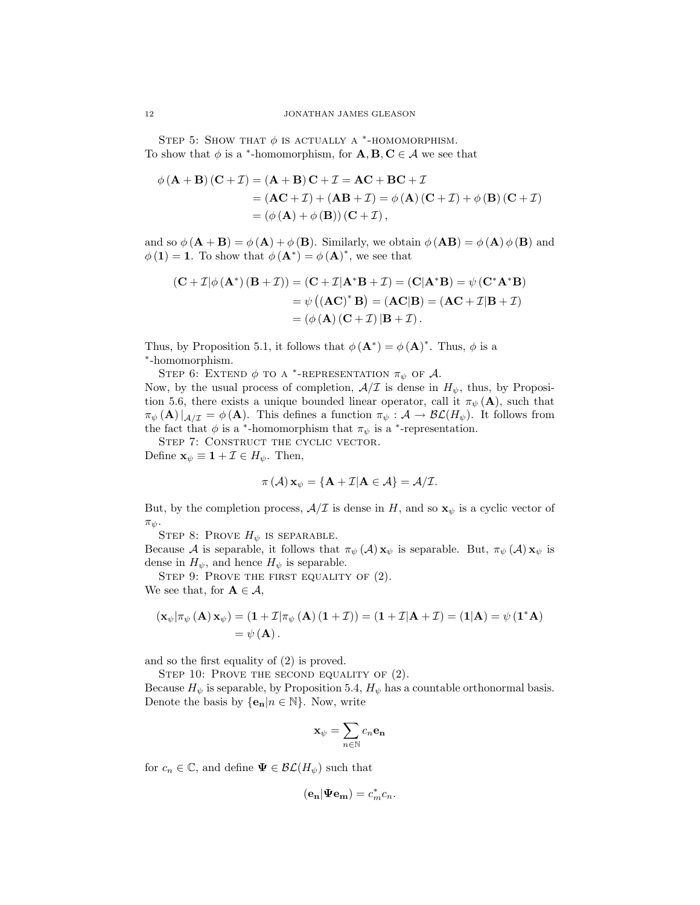Step 5: Show that $\phi$ is actually a $^*$-homomorphism.
To show that $\phi$ is a $^*$-homomorphism, for $\mathbf{A}, \mathbf{B}, \mathbf{C} \in \mathcal{A}$ we see that

$$\begin{aligned}
\phi(\mathbf{A}+\mathbf{B})(\mathbf{C}+\mathcal{I}) &= (\mathbf{A}+\mathbf{B})\mathbf{C}+\mathcal{I} = \mathbf{AC}+\mathbf{BC}+\mathcal{I} \\
&= (\mathbf{AC}+\mathcal{I}) + (\mathbf{AB}+\mathcal{I}) = \phi(\mathbf{A})(\mathbf{C}+\mathcal{I}) + \phi(\mathbf{B})(\mathbf{C}+\mathcal{I}) \\
&= (\phi(\mathbf{A})+\phi(\mathbf{B}))(\mathbf{C}+\mathcal{I}),
\end{aligned}$$

and so $\phi(\mathbf{A}+\mathbf{B}) = \phi(\mathbf{A}) + \phi(\mathbf{B})$. Similarly, we obtain $\phi(\mathbf{AB}) = \phi(\mathbf{A})\phi(\mathbf{B})$ and $\phi(\mathbf{1}) = \mathbf{1}$. To show that $\phi(\mathbf{A}^*) = \phi(\mathbf{A})^*$, we see that

$$\begin{aligned}
(\mathbf{C}+\mathcal{I}|\phi(\mathbf{A}^*)(\mathbf{B}+\mathcal{I})) &= (\mathbf{C}+\mathcal{I}|\mathbf{A}^*\mathbf{B}+\mathcal{I}) = (\mathbf{C}|\mathbf{A}^*\mathbf{B}) = \psi(\mathbf{C}^*\mathbf{A}^*\mathbf{B}) \\
&= \psi\left((\mathbf{AC})^*\mathbf{B}\right) = (\mathbf{AC}|\mathbf{B}) = (\mathbf{AC}+\mathcal{I}|\mathbf{B}+\mathcal{I}) \\
&= (\phi(\mathbf{A})(\mathbf{C}+\mathcal{I})|\mathbf{B}+\mathcal{I}).
\end{aligned}$$

Thus, by Proposition 5.1, it follows that $\phi(\mathbf{A}^*) = \phi(\mathbf{A})^*$. Thus, $\phi$ is a $^*$-homomorphism.

Step 6: Extend $\phi$ to a $^*$-representation $\pi_\psi$ of $\mathcal{A}$.
Now, by the usual process of completion, $\mathcal{A}/\mathcal{I}$ is dense in $H_\psi$, thus, by Proposition 5.6, there exists a unique bounded linear operator, call it $\pi_\psi(\mathbf{A})$, such that $\pi_\psi(\mathbf{A})|_{\mathcal{A}/\mathcal{I}} = \phi(\mathbf{A})$. This defines a function $\pi_\psi : \mathcal{A} \to \mathcal{BL}(H_\psi)$. It follows from the fact that $\phi$ is a $^*$-homomorphism that $\pi_\psi$ is a $^*$-representation.

Step 7: Construct the cyclic vector.
Define $\mathbf{x}_\psi \equiv \mathbf{1}+\mathcal{I} \in H_\psi$. Then,

$$\pi(\mathcal{A})\mathbf{x}_\psi = \{\mathbf{A}+\mathcal{I}|\mathbf{A} \in \mathcal{A}\} = \mathcal{A}/\mathcal{I}.$$

But, by the completion process, $\mathcal{A}/\mathcal{I}$ is dense in $H$, and so $\mathbf{x}_\psi$ is a cyclic vector of $\pi_\psi$.

Step 8: Prove $H_\psi$ is separable.
Because $\mathcal{A}$ is separable, it follows that $\pi_\psi(\mathcal{A})\mathbf{x}_\psi$ is separable. But, $\pi_\psi(\mathcal{A})\mathbf{x}_\psi$ is dense in $H_\psi$, and hence $H_\psi$ is separable.

Step 9: Prove the first equality of (2).
We see that, for $\mathbf{A} \in \mathcal{A}$,

$$\begin{aligned}
(\mathbf{x}_\psi|\pi_\psi(\mathbf{A})\mathbf{x}_\psi) &= (\mathbf{1}+\mathcal{I}|\pi_\psi(\mathbf{A})(\mathbf{1}+\mathcal{I})) = (\mathbf{1}+\mathcal{I}|\mathbf{A}+\mathcal{I}) = (\mathbf{1}|\mathbf{A}) = \psi(\mathbf{1}^*\mathbf{A}) \\
&= \psi(\mathbf{A}).
\end{aligned}$$

and so the first equality of (2) is proved.

Step 10: Prove the second equality of (2).
Because $H_\psi$ is separable, by Proposition 5.4, $H_\psi$ has a countable orthonormal basis. Denote the basis by $\{\mathbf{e_n}|n \in \mathbb{N}\}$. Now, write

$$\mathbf{x}_\psi = \sum_{n \in \mathbb{N}} c_n \mathbf{e_n}$$

for $c_n \in \mathbb{C}$, and define $\mathbf{\Psi} \in \mathcal{BL}(H_\psi)$ such that

$$(\mathbf{e_n}|\mathbf{\Psi}\mathbf{e_m}) = c_m^* c_n.$$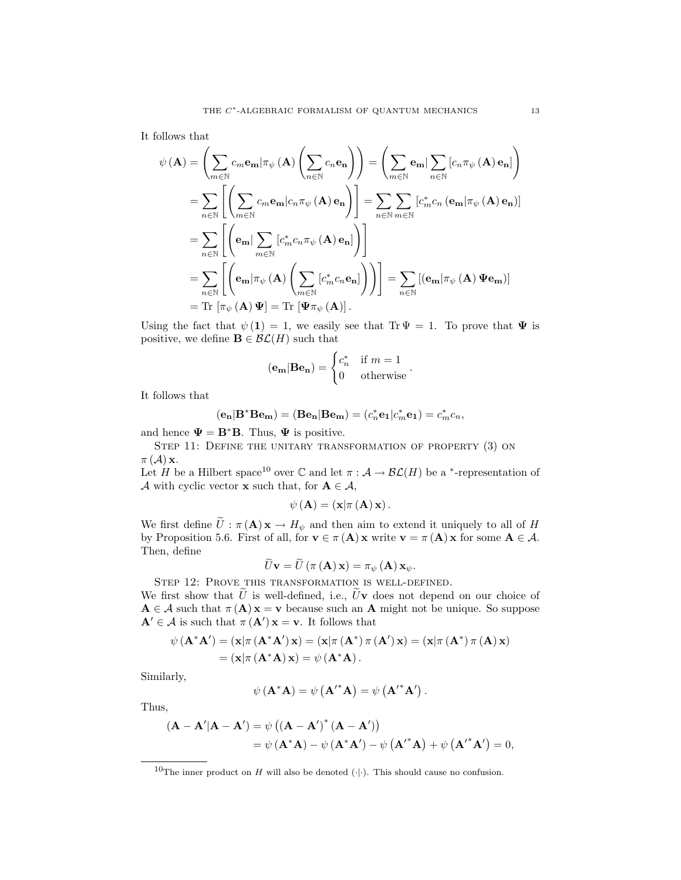It follows that

$$
\begin{aligned}
\psi(\mathbf{A}) &= \left(\sum_{m\in\mathbb{N}} c_m \mathbf{e_m} \middle| \pi_\psi(\mathbf{A}) \left(\sum_{n\in\mathbb{N}} c_n \mathbf{e_n}\right)\right) = \left(\sum_{m\in\mathbb{N}} \mathbf{e_m} \middle| \sum_{n\in\mathbb{N}} \left[c_n \pi_\psi(\mathbf{A}) \mathbf{e_n}\right]\right) \\
&= \sum_{n\in\mathbb{N}} \left[\left(\sum_{m\in\mathbb{N}} c_m \mathbf{e_m} \middle| c_n \pi_\psi(\mathbf{A}) \mathbf{e_n}\right)\right] = \sum_{n\in\mathbb{N}} \sum_{m\in\mathbb{N}} \left[c_m^* c_n \left(\mathbf{e_m} | \pi_\psi(\mathbf{A}) \mathbf{e_n}\right)\right] \\
&= \sum_{n\in\mathbb{N}} \left[\left(\mathbf{e_m} \middle| \sum_{m\in\mathbb{N}} \left[c_m^* c_n \pi_\psi(\mathbf{A}) \mathbf{e_n}\right]\right)\right] \\
&= \sum_{n\in\mathbb{N}} \left[\left(\mathbf{e_m} \middle| \pi_\psi(\mathbf{A}) \left(\sum_{m\in\mathbb{N}} \left[c_m^* c_n \mathbf{e_n}\right]\right)\right)\right] = \sum_{n\in\mathbb{N}} \left[\left(\mathbf{e_m} | \pi_\psi(\mathbf{A}) \mathbf{\Psi} \mathbf{e_m}\right)\right] \\
&= \text{Tr}\left[\pi_\psi(\mathbf{A}) \mathbf{\Psi}\right] = \text{Tr}\left[\mathbf{\Psi} \pi_\psi(\mathbf{A})\right].
\end{aligned}
$$

Using the fact that $\psi(\mathbf{1}) = 1$, we easily see that $\text{Tr}\,\Psi = 1$. To prove that $\mathbf{\Psi}$ is positive, we define $\mathbf{B} \in \mathcal{BL}(H)$ such that

$$
(\mathbf{e_m} | \mathbf{B} \mathbf{e_n}) = \begin{cases} c_n^* & \text{if } m = 1 \\ 0 & \text{otherwise} \end{cases}.
$$

It follows that

$$
(\mathbf{e_n} | \mathbf{B}^* \mathbf{B} \mathbf{e_m}) = (\mathbf{B} \mathbf{e_n} | \mathbf{B} \mathbf{e_m}) = (c_n^* \mathbf{e_1} | c_m^* \mathbf{e_1}) = c_m^* c_n,
$$

and hence $\mathbf{\Psi} = \mathbf{B}^* \mathbf{B}$. Thus, $\mathbf{\Psi}$ is positive.

Step 11: Define the unitary transformation of property (3) on $\pi(\mathcal{A})\,\mathbf{x}$.

Let $H$ be a Hilbert space[10] over $\mathbb{C}$ and let $\pi : \mathcal{A} \to \mathcal{BL}(H)$ be a $^*$-representation of $\mathcal{A}$ with cyclic vector $\mathbf{x}$ such that, for $\mathbf{A} \in \mathcal{A}$,

$$
\psi(\mathbf{A}) = (\mathbf{x} | \pi(\mathbf{A})\,\mathbf{x}).
$$

We first define $\widetilde{U} : \pi(\mathbf{A})\,\mathbf{x} \to H_\psi$ and then aim to extend it uniquely to all of $H$ by Proposition 5.6. First of all, for $\mathbf{v} \in \pi(\mathbf{A})\,\mathbf{x}$ write $\mathbf{v} = \pi(\mathbf{A})\,\mathbf{x}$ for some $\mathbf{A} \in \mathcal{A}$. Then, define

$$
\widetilde{U}\mathbf{v} = \widetilde{U}(\pi(\mathbf{A})\,\mathbf{x}) = \pi_\psi(\mathbf{A})\,\mathbf{x}_\psi.
$$

Step 12: Prove this transformation is well-defined.

We first show that $\widetilde{U}$ is well-defined, i.e., $\widetilde{U}\mathbf{v}$ does not depend on our choice of $\mathbf{A} \in \mathcal{A}$ such that $\pi(\mathbf{A})\,\mathbf{x} = \mathbf{v}$ because such an $\mathbf{A}$ might not be unique. So suppose $\mathbf{A}' \in \mathcal{A}$ is such that $\pi(\mathbf{A}')\,\mathbf{x} = \mathbf{v}$. It follows that

$$
\begin{aligned}
\psi(\mathbf{A}^* \mathbf{A}') &= (\mathbf{x} | \pi(\mathbf{A}^* \mathbf{A}')\,\mathbf{x}) = (\mathbf{x} | \pi(\mathbf{A}^*)\,\pi(\mathbf{A}')\,\mathbf{x}) = (\mathbf{x} | \pi(\mathbf{A}^*)\,\pi(\mathbf{A})\,\mathbf{x}) \\
&= (\mathbf{x} | \pi(\mathbf{A}^* \mathbf{A})\,\mathbf{x}) = \psi(\mathbf{A}^* \mathbf{A}).
\end{aligned}
$$

Similarly,

$$
\psi(\mathbf{A}^* \mathbf{A}) = \psi\left(\mathbf{A}'^* \mathbf{A}\right) = \psi\left(\mathbf{A}'^* \mathbf{A}'\right).
$$

Thus,

$$
\begin{aligned}
(\mathbf{A} - \mathbf{A}' | \mathbf{A} - \mathbf{A}') &= \psi\left((\mathbf{A} - \mathbf{A}')^* (\mathbf{A} - \mathbf{A}')\right) \\
&= \psi(\mathbf{A}^* \mathbf{A}) - \psi(\mathbf{A}^* \mathbf{A}') - \psi\left(\mathbf{A}'^* \mathbf{A}\right) + \psi\left(\mathbf{A}'^* \mathbf{A}'\right) = 0,
\end{aligned}
$$

[10] The inner product on $H$ will also be denoted $(\cdot|\cdot)$. This should cause no confusion.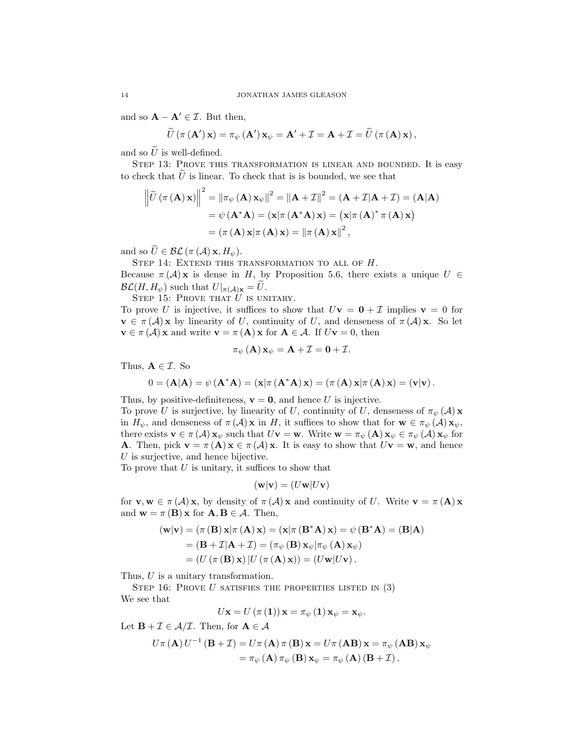and so $\mathbf{A} - \mathbf{A}' \in \mathcal{I}$. But then,

$$\widetilde{U}\left(\pi\left(\mathbf{A}'\right)\mathbf{x}\right) = \pi_\psi\left(\mathbf{A}'\right)\mathbf{x}_\psi = \mathbf{A}' + \mathcal{I} = \mathbf{A} + \mathcal{I} = \widetilde{U}\left(\pi\left(\mathbf{A}\right)\mathbf{x}\right),$$

and so $\widetilde{U}$ is well-defined.

Step 13: Prove this transformation is linear and bounded. It is easy to check that $\widetilde{U}$ is linear. To check that is is bounded, we see that

$$\begin{aligned}
\left\|\widetilde{U}\left(\pi\left(\mathbf{A}\right)\mathbf{x}\right)\right\|^2 &= \left\|\pi_\psi\left(\mathbf{A}\right)\mathbf{x}_\psi\right\|^2 = \left\|\mathbf{A} + \mathcal{I}\right\|^2 = \left(\mathbf{A} + \mathcal{I}|\mathbf{A} + \mathcal{I}\right) = \left(\mathbf{A}|\mathbf{A}\right) \\
&= \psi\left(\mathbf{A}^*\mathbf{A}\right) = \left(\mathbf{x}|\pi\left(\mathbf{A}^*\mathbf{A}\right)\mathbf{x}\right) = \left(\mathbf{x}|\pi\left(\mathbf{A}\right)^*\pi\left(\mathbf{A}\right)\mathbf{x}\right) \\
&= \left(\pi\left(\mathbf{A}\right)\mathbf{x}|\pi\left(\mathbf{A}\right)\mathbf{x}\right) = \left\|\pi\left(\mathbf{A}\right)\mathbf{x}\right\|^2,
\end{aligned}$$

and so $\widetilde{U} \in \mathcal{BL}\left(\pi\left(\mathcal{A}\right)\mathbf{x}, H_\psi\right)$.

Step 14: Extend this transformation to all of $H$.
Because $\pi\left(\mathcal{A}\right)\mathbf{x}$ is dense in $H$, by Proposition 5.6, there exists a unique $U \in \mathcal{BL}(H, H_\psi)$ such that $U|_{\pi(\mathcal{A})\mathbf{x}} = \widetilde{U}$.

Step 15: Prove that $U$ is unitary.
To prove $U$ is injective, it suffices to show that $U\mathbf{v} = \mathbf{0} + \mathcal{I}$ implies $\mathbf{v} = 0$ for $\mathbf{v} \in \pi\left(\mathcal{A}\right)\mathbf{x}$ by linearity of $U$, continuity of $U$, and denseness of $\pi\left(\mathcal{A}\right)\mathbf{x}$. So let $\mathbf{v} \in \pi\left(\mathcal{A}\right)\mathbf{x}$ and write $\mathbf{v} = \pi\left(\mathbf{A}\right)\mathbf{x}$ for $\mathbf{A} \in \mathcal{A}$. If $U\mathbf{v} = 0$, then

$$\pi_\psi\left(\mathbf{A}\right)\mathbf{x}_\psi = \mathbf{A} + \mathcal{I} = \mathbf{0} + \mathcal{I}.$$

Thus, $\mathbf{A} \in \mathcal{I}$. So

$$0 = \left(\mathbf{A}|\mathbf{A}\right) = \psi\left(\mathbf{A}^*\mathbf{A}\right) = \left(\mathbf{x}|\pi\left(\mathbf{A}^*\mathbf{A}\right)\mathbf{x}\right) = \left(\pi\left(\mathbf{A}\right)\mathbf{x}|\pi\left(\mathbf{A}\right)\mathbf{x}\right) = \left(\mathbf{v}|\mathbf{v}\right).$$

Thus, by positive-definiteness, $\mathbf{v} = \mathbf{0}$, and hence $U$ is injective.
To prove $U$ is surjective, by linearity of $U$, continuity of $U$, denseness of $\pi_\psi\left(\mathcal{A}\right)\mathbf{x}$ in $H_\psi$, and denseness of $\pi\left(\mathcal{A}\right)\mathbf{x}$ in $H$, it suffices to show that for $\mathbf{w} \in \pi_\psi\left(\mathcal{A}\right)\mathbf{x}_\psi$, there exists $\mathbf{v} \in \pi\left(\mathcal{A}\right)\mathbf{x}_\psi$ such that $U\mathbf{v} = \mathbf{w}$. Write $\mathbf{w} = \pi_\psi\left(\mathbf{A}\right)\mathbf{x}_\psi \in \pi_\psi\left(\mathcal{A}\right)\mathbf{x}_\psi$ for $\mathbf{A}$. Then, pick $\mathbf{v} = \pi\left(\mathbf{A}\right)\mathbf{x} \in \pi\left(\mathcal{A}\right)\mathbf{x}$. It is easy to show that $U\mathbf{v} = \mathbf{w}$, and hence $U$ is surjective, and hence bijective.
To prove that $U$ is unitary, it suffices to show that

$$\left(\mathbf{w}|\mathbf{v}\right) = \left(U\mathbf{w}|U\mathbf{v}\right)$$

for $\mathbf{v}, \mathbf{w} \in \pi\left(\mathcal{A}\right)\mathbf{x}$, by density of $\pi\left(\mathcal{A}\right)\mathbf{x}$ and continuity of $U$. Write $\mathbf{v} = \pi\left(\mathbf{A}\right)\mathbf{x}$ and $\mathbf{w} = \pi\left(\mathbf{B}\right)\mathbf{x}$ for $\mathbf{A}, \mathbf{B} \in \mathcal{A}$. Then,

$$\begin{aligned}
\left(\mathbf{w}|\mathbf{v}\right) &= \left(\pi\left(\mathbf{B}\right)\mathbf{x}|\pi\left(\mathbf{A}\right)\mathbf{x}\right) = \left(\mathbf{x}|\pi\left(\mathbf{B}^*\mathbf{A}\right)\mathbf{x}\right) = \psi\left(\mathbf{B}^*\mathbf{A}\right) = \left(\mathbf{B}|\mathbf{A}\right) \\
&= \left(\mathbf{B} + \mathcal{I}|\mathbf{A} + \mathcal{I}\right) = \left(\pi_\psi\left(\mathbf{B}\right)\mathbf{x}_\psi|\pi_\psi\left(\mathbf{A}\right)\mathbf{x}_\psi\right) \\
&= \left(U\left(\pi\left(\mathbf{B}\right)\mathbf{x}\right)|U\left(\pi\left(\mathbf{A}\right)\mathbf{x}\right)\right) = \left(U\mathbf{w}|U\mathbf{v}\right).
\end{aligned}$$

Thus, $U$ is a unitary transformation.

Step 16: Prove $U$ satisfies the properties listed in (3)
We see that

$$U\mathbf{x} = U\left(\pi\left(\mathbf{1}\right)\right)\mathbf{x} = \pi_\psi\left(\mathbf{1}\right)\mathbf{x}_\psi = \mathbf{x}_\psi.$$

Let $\mathbf{B} + \mathcal{I} \in \mathcal{A}/\mathcal{I}$. Then, for $\mathbf{A} \in \mathcal{A}$

$$\begin{aligned}
U\pi\left(\mathbf{A}\right)U^{-1}\left(\mathbf{B} + \mathcal{I}\right) &= U\pi\left(\mathbf{A}\right)\pi\left(\mathbf{B}\right)\mathbf{x} = U\pi\left(\mathbf{AB}\right)\mathbf{x} = \pi_\psi\left(\mathbf{AB}\right)\mathbf{x}_\psi \\
&= \pi_\psi\left(\mathbf{A}\right)\pi_\psi\left(\mathbf{B}\right)\mathbf{x}_\psi = \pi_\psi\left(\mathbf{A}\right)\left(\mathbf{B} + \mathcal{I}\right).
\end{aligned}$$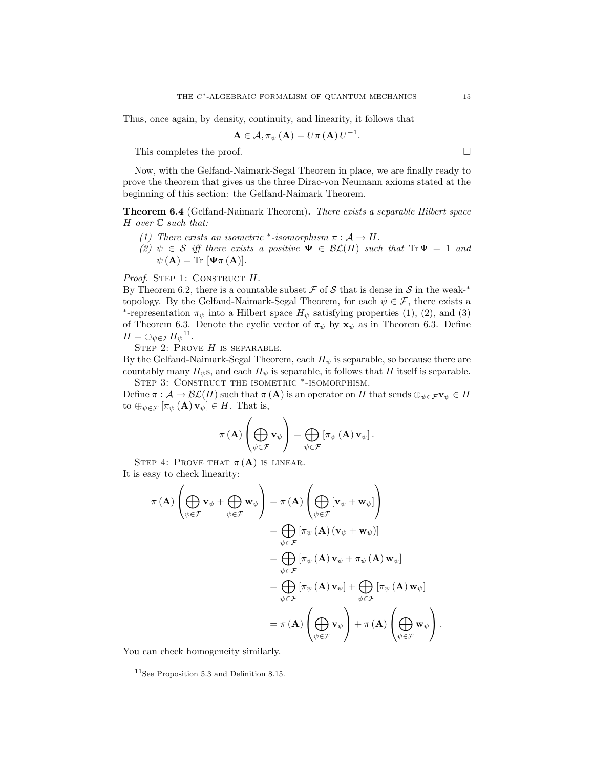Thus, once again, by density, continuity, and linearity, it follows that

$$\mathbf{A} \in \mathcal{A}, \pi_\psi(\mathbf{A}) = U\pi(\mathbf{A})U^{-1}.$$

This completes the proof. $\square$

Now, with the Gelfand-Naimark-Segal Theorem in place, we are finally ready to prove the theorem that gives us the three Dirac-von Neumann axioms stated at the beginning of this section: the Gelfand-Naimark Theorem.

**Theorem 6.4** (Gelfand-Naimark Theorem). *There exists a separable Hilbert space $H$ over $\mathbb{C}$ such that:*

*(1) There exists an isometric $^*$-isomorphism $\pi : \mathcal{A} \to H$.*
*(2) $\psi \in \mathcal{S}$ iff there exists a positive $\mathbf{\Psi} \in \mathcal{BL}(H)$ such that $\operatorname{Tr} \Psi = 1$ and $\psi(\mathbf{A}) = \operatorname{Tr}[\mathbf{\Psi}\pi(\mathbf{A})]$.*

*Proof.* Step 1: Construct $H$.
By Theorem 6.2, there is a countable subset $\mathcal{F}$ of $\mathcal{S}$ that is dense in $\mathcal{S}$ in the weak-$^*$ topology. By the Gelfand-Naimark-Segal Theorem, for each $\psi \in \mathcal{F}$, there exists a $^*$-representation $\pi_\psi$ into a Hilbert space $H_\psi$ satisfying properties (1), (2), and (3) of Theorem 6.3. Denote the cyclic vector of $\pi_\psi$ by $\mathbf{x}_\psi$ as in Theorem 6.3. Define $H = \oplus_{\psi\in\mathcal{F}} H_\psi$[11].

Step 2: Prove $H$ is separable.
By the Gelfand-Naimark-Segal Theorem, each $H_\psi$ is separable, so because there are countably many $H_\psi$s, and each $H_\psi$ is separable, it follows that $H$ itself is separable.

Step 3: Construct the isometric $^*$-isomorphism.
Define $\pi : \mathcal{A} \to \mathcal{BL}(H)$ such that $\pi(\mathbf{A})$ is an operator on $H$ that sends $\oplus_{\psi\in\mathcal{F}} \mathbf{v}_\psi \in H$ to $\oplus_{\psi\in\mathcal{F}} [\pi_\psi(\mathbf{A})\mathbf{v}_\psi] \in H$. That is,

$$\pi(\mathbf{A})\left(\bigoplus_{\psi\in\mathcal{F}} \mathbf{v}_\psi\right) = \bigoplus_{\psi\in\mathcal{F}} [\pi_\psi(\mathbf{A})\mathbf{v}_\psi].$$

Step 4: Prove that $\pi(\mathbf{A})$ is linear.
It is easy to check linearity:

$$\begin{aligned}
\pi(\mathbf{A})\left(\bigoplus_{\psi\in\mathcal{F}} \mathbf{v}_\psi + \bigoplus_{\psi\in\mathcal{F}} \mathbf{w}_\psi\right) &= \pi(\mathbf{A})\left(\bigoplus_{\psi\in\mathcal{F}} [\mathbf{v}_\psi + \mathbf{w}_\psi]\right) \\
&= \bigoplus_{\psi\in\mathcal{F}} [\pi_\psi(\mathbf{A})(\mathbf{v}_\psi + \mathbf{w}_\psi)] \\
&= \bigoplus_{\psi\in\mathcal{F}} [\pi_\psi(\mathbf{A})\mathbf{v}_\psi + \pi_\psi(\mathbf{A})\mathbf{w}_\psi] \\
&= \bigoplus_{\psi\in\mathcal{F}} [\pi_\psi(\mathbf{A})\mathbf{v}_\psi] + \bigoplus_{\psi\in\mathcal{F}} [\pi_\psi(\mathbf{A})\mathbf{w}_\psi] \\
&= \pi(\mathbf{A})\left(\bigoplus_{\psi\in\mathcal{F}} \mathbf{v}_\psi\right) + \pi(\mathbf{A})\left(\bigoplus_{\psi\in\mathcal{F}} \mathbf{w}_\psi\right).
\end{aligned}$$

You can check homogeneity similarly.

[11] See Proposition 5.3 and Definition 8.15.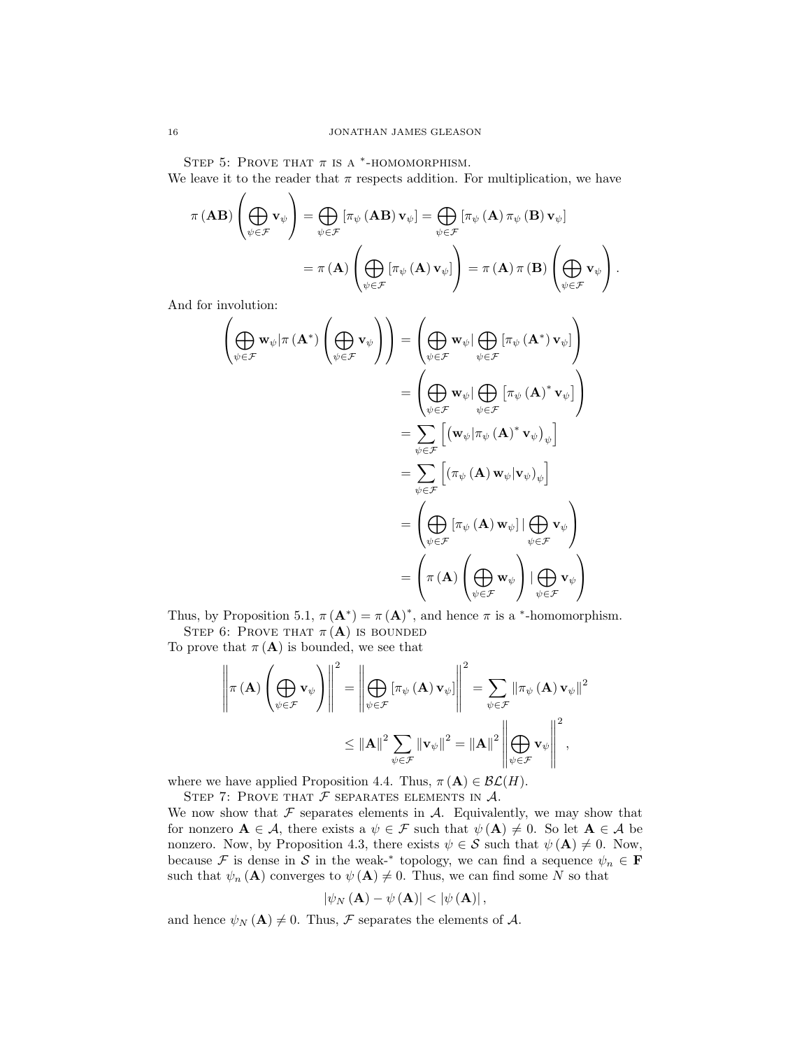Step 5: Prove that $\pi$ is a $^*$-homomorphism.

We leave it to the reader that $\pi$ respects addition. For multiplication, we have

$$\pi(\mathbf{AB})\left(\bigoplus_{\psi\in\mathcal{F}}\mathbf{v}_\psi\right) = \bigoplus_{\psi\in\mathcal{F}}\left[\pi_\psi(\mathbf{AB})\mathbf{v}_\psi\right] = \bigoplus_{\psi\in\mathcal{F}}\left[\pi_\psi(\mathbf{A})\pi_\psi(\mathbf{B})\mathbf{v}_\psi\right]$$
$$= \pi(\mathbf{A})\left(\bigoplus_{\psi\in\mathcal{F}}\left[\pi_\psi(\mathbf{A})\mathbf{v}_\psi\right]\right) = \pi(\mathbf{A})\pi(\mathbf{B})\left(\bigoplus_{\psi\in\mathcal{F}}\mathbf{v}_\psi\right).$$

And for involution:

$$\begin{aligned}
\left(\bigoplus_{\psi\in\mathcal{F}}\mathbf{w}_\psi | \pi(\mathbf{A}^*)\left(\bigoplus_{\psi\in\mathcal{F}}\mathbf{v}_\psi\right)\right) &= \left(\bigoplus_{\psi\in\mathcal{F}}\mathbf{w}_\psi | \bigoplus_{\psi\in\mathcal{F}}\left[\pi_\psi(\mathbf{A}^*)\mathbf{v}_\psi\right]\right) \\
&= \left(\bigoplus_{\psi\in\mathcal{F}}\mathbf{w}_\psi | \bigoplus_{\psi\in\mathcal{F}}\left[\pi_\psi(\mathbf{A})^*\mathbf{v}_\psi\right]\right) \\
&= \sum_{\psi\in\mathcal{F}}\left[\left(\mathbf{w}_\psi | \pi_\psi(\mathbf{A})^*\mathbf{v}_\psi\right)_\psi\right] \\
&= \sum_{\psi\in\mathcal{F}}\left[\left(\pi_\psi(\mathbf{A})\mathbf{w}_\psi | \mathbf{v}_\psi\right)_\psi\right] \\
&= \left(\bigoplus_{\psi\in\mathcal{F}}\left[\pi_\psi(\mathbf{A})\mathbf{w}_\psi\right] | \bigoplus_{\psi\in\mathcal{F}}\mathbf{v}_\psi\right) \\
&= \left(\pi(\mathbf{A})\left(\bigoplus_{\psi\in\mathcal{F}}\mathbf{w}_\psi\right) | \bigoplus_{\psi\in\mathcal{F}}\mathbf{v}_\psi\right)
\end{aligned}$$

Thus, by Proposition 5.1, $\pi(\mathbf{A}^*) = \pi(\mathbf{A})^*$, and hence $\pi$ is a $^*$-homomorphism.

Step 6: Prove that $\pi(\mathbf{A})$ is bounded

To prove that $\pi(\mathbf{A})$ is bounded, we see that

$$\left\|\pi(\mathbf{A})\left(\bigoplus_{\psi\in\mathcal{F}}\mathbf{v}_\psi\right)\right\|^2 = \left\|\bigoplus_{\psi\in\mathcal{F}}\left[\pi_\psi(\mathbf{A})\mathbf{v}_\psi\right]\right\|^2 = \sum_{\psi\in\mathcal{F}}\left\|\pi_\psi(\mathbf{A})\mathbf{v}_\psi\right\|^2$$
$$\leq \|\mathbf{A}\|^2\sum_{\psi\in\mathcal{F}}\|\mathbf{v}_\psi\|^2 = \|\mathbf{A}\|^2\left\|\bigoplus_{\psi\in\mathcal{F}}\mathbf{v}_\psi\right\|^2,$$

where we have applied Proposition 4.4. Thus, $\pi(\mathbf{A}) \in \mathcal{BL}(H)$.

Step 7: Prove that $\mathcal{F}$ separates elements in $\mathcal{A}$.

We now show that $\mathcal{F}$ separates elements in $\mathcal{A}$. Equivalently, we may show that for nonzero $\mathbf{A} \in \mathcal{A}$, there exists a $\psi \in \mathcal{F}$ such that $\psi(\mathbf{A}) \neq 0$. So let $\mathbf{A} \in \mathcal{A}$ be nonzero. Now, by Proposition 4.3, there exists $\psi \in \mathcal{S}$ such that $\psi(\mathbf{A}) \neq 0$. Now, because $\mathcal{F}$ is dense in $\mathcal{S}$ in the weak-$^*$ topology, we can find a sequence $\psi_n \in \mathbf{F}$ such that $\psi_n(\mathbf{A})$ converges to $\psi(\mathbf{A}) \neq 0$. Thus, we can find some $N$ so that

$$|\psi_N(\mathbf{A}) - \psi(\mathbf{A})| < |\psi(\mathbf{A})|,$$

and hence $\psi_N(\mathbf{A}) \neq 0$. Thus, $\mathcal{F}$ separates the elements of $\mathcal{A}$.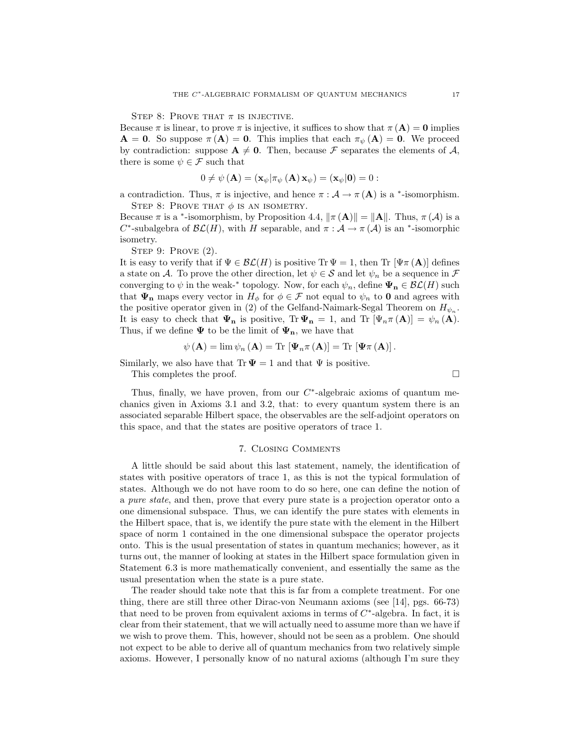Step 8: Prove that $\pi$ is injective.

Because $\pi$ is linear, to prove $\pi$ is injective, it suffices to show that $\pi(\mathbf{A}) = \mathbf{0}$ implies $\mathbf{A} = \mathbf{0}$. So suppose $\pi(\mathbf{A}) = \mathbf{0}$. This implies that each $\pi_\psi(\mathbf{A}) = \mathbf{0}$. We proceed by contradiction: suppose $\mathbf{A} \neq \mathbf{0}$. Then, because $\mathcal{F}$ separates the elements of $\mathcal{A}$, there is some $\psi \in \mathcal{F}$ such that

$$0 \neq \psi(\mathbf{A}) = (\mathbf{x}_\psi | \pi_\psi(\mathbf{A}) \mathbf{x}_\psi) = (\mathbf{x}_\psi | \mathbf{0}) = 0 :$$

a contradiction. Thus, $\pi$ is injective, and hence $\pi : \mathcal{A} \to \pi(\mathbf{A})$ is a $^*$-isomorphism.

Step 8: Prove that $\phi$ is an isometry.

Because $\pi$ is a $^*$-isomorphism, by Proposition 4.4, $\|\pi(\mathbf{A})\| = \|\mathbf{A}\|$. Thus, $\pi(\mathcal{A})$ is a $C^*$-subalgebra of $\mathcal{BL}(H)$, with $H$ separable, and $\pi : \mathcal{A} \to \pi(\mathcal{A})$ is an $^*$-isomorphic isometry.

Step 9: Prove (2).

It is easy to verify that if $\Psi \in \mathcal{BL}(H)$ is positive $\operatorname{Tr}\Psi = 1$, then $\operatorname{Tr}[\Psi\pi(\mathbf{A})]$ defines a state on $\mathcal{A}$. To prove the other direction, let $\psi \in \mathcal{S}$ and let $\psi_n$ be a sequence in $\mathcal{F}$ converging to $\psi$ in the weak-$^*$ topology. Now, for each $\psi_n$, define $\mathbf{\Psi_n} \in \mathcal{BL}(H)$ such that $\mathbf{\Psi_n}$ maps every vector in $H_\phi$ for $\phi \in \mathcal{F}$ not equal to $\psi_n$ to $\mathbf{0}$ and agrees with the positive operator given in (2) of the Gelfand-Naimark-Segal Theorem on $H_{\psi_n}$. It is easy to check that $\mathbf{\Psi_n}$ is positive, $\operatorname{Tr}\mathbf{\Psi_n} = 1$, and $\operatorname{Tr}[\Psi_n \pi(\mathbf{A})] = \psi_n(\mathbf{A})$. Thus, if we define $\mathbf{\Psi}$ to be the limit of $\mathbf{\Psi_n}$, we have that

$$\psi(\mathbf{A}) = \lim \psi_n(\mathbf{A}) = \operatorname{Tr}[\mathbf{\Psi}_n \pi(\mathbf{A})] = \operatorname{Tr}[\mathbf{\Psi}\pi(\mathbf{A})].$$

Similarly, we also have that $\operatorname{Tr}\mathbf{\Psi} = 1$ and that $\Psi$ is positive.

This completes the proof. □

Thus, finally, we have proven, from our $C^*$-algebraic axioms of quantum mechanics given in Axioms 3.1 and 3.2, that: to every quantum system there is an associated separable Hilbert space, the observables are the self-adjoint operators on this space, and that the states are positive operators of trace 1.

## 7. Closing Comments

A little should be said about this last statement, namely, the identification of states with positive operators of trace 1, as this is not the typical formulation of states. Although we do not have room to do so here, one can define the notion of a *pure state*, and then, prove that every pure state is a projection operator onto a one dimensional subspace. Thus, we can identify the pure states with elements in the Hilbert space, that is, we identify the pure state with the element in the Hilbert space of norm 1 contained in the one dimensional subspace the operator projects onto. This is the usual presentation of states in quantum mechanics; however, as it turns out, the manner of looking at states in the Hilbert space formulation given in Statement 6.3 is more mathematically convenient, and essentially the same as the usual presentation when the state is a pure state.

The reader should take note that this is far from a complete treatment. For one thing, there are still three other Dirac-von Neumann axioms (see [14], pgs. 66-73) that need to be proven from equivalent axioms in terms of $C^*$-algebra. In fact, it is clear from their statement, that we will actually need to assume more than we have if we wish to prove them. This, however, should not be seen as a problem. One should not expect to be able to derive all of quantum mechanics from two relatively simple axioms. However, I personally know of no natural axioms (although I'm sure they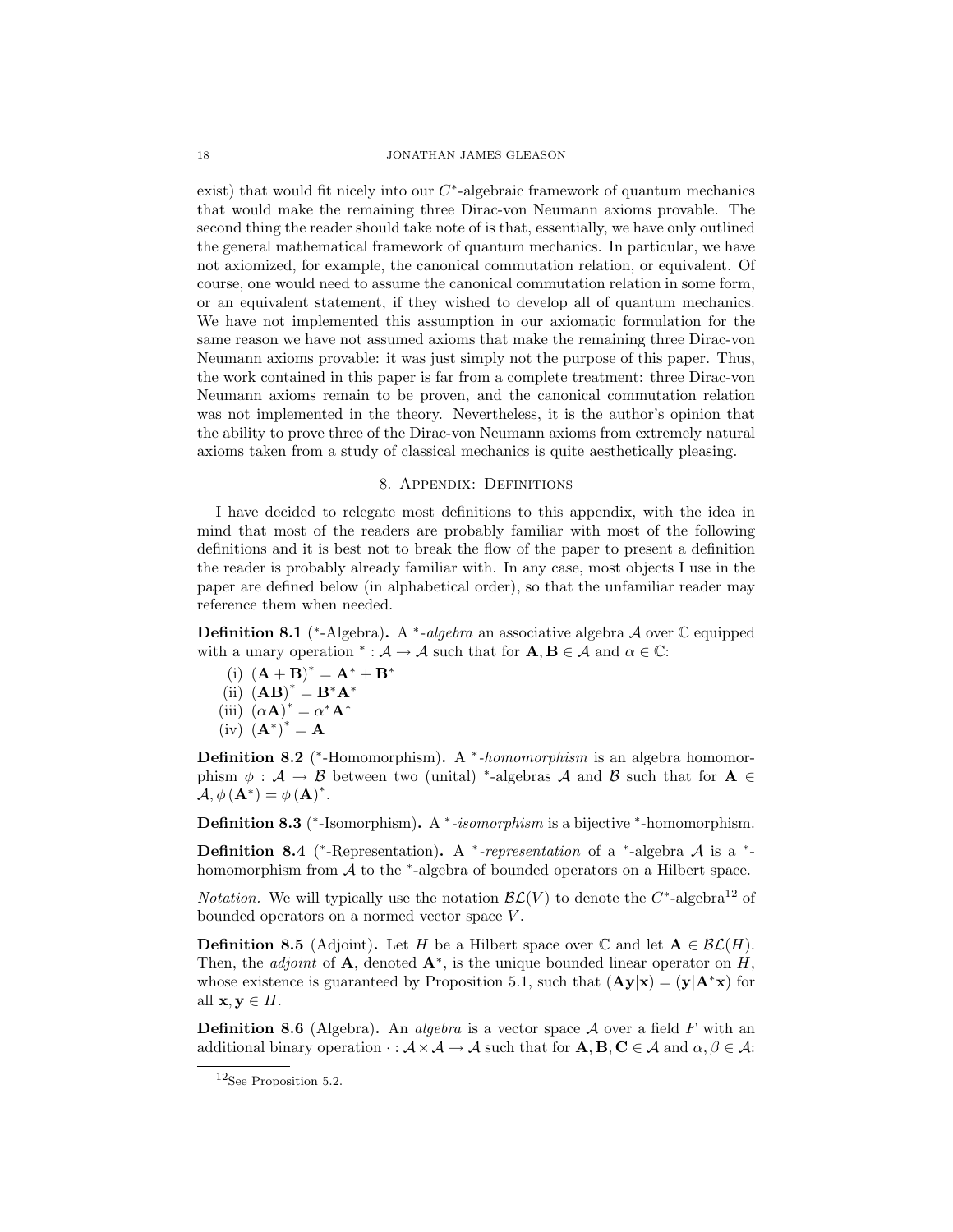exist) that would fit nicely into our $C^*$-algebraic framework of quantum mechanics that would make the remaining three Dirac-von Neumann axioms provable. The second thing the reader should take note of is that, essentially, we have only outlined the general mathematical framework of quantum mechanics. In particular, we have not axiomized, for example, the canonical commutation relation, or equivalent. Of course, one would need to assume the canonical commutation relation in some form, or an equivalent statement, if they wished to develop all of quantum mechanics. We have not implemented this assumption in our axiomatic formulation for the same reason we have not assumed axioms that make the remaining three Dirac-von Neumann axioms provable: it was just simply not the purpose of this paper. Thus, the work contained in this paper is far from a complete treatment: three Dirac-von Neumann axioms remain to be proven, and the canonical commutation relation was not implemented in the theory. Nevertheless, it is the author's opinion that the ability to prove three of the Dirac-von Neumann axioms from extremely natural axioms taken from a study of classical mechanics is quite aesthetically pleasing.

## 8. Appendix: Definitions

I have decided to relegate most definitions to this appendix, with the idea in mind that most of the readers are probably familiar with most of the following definitions and it is best not to break the flow of the paper to present a definition the reader is probably already familiar with. In any case, most objects I use in the paper are defined below (in alphabetical order), so that the unfamiliar reader may reference them when needed.

**Definition 8.1** ($^*$-Algebra)**.** A *$^*$-algebra* an associative algebra $\mathcal{A}$ over $\mathbb{C}$ equipped with a unary operation $^* : \mathcal{A} \to \mathcal{A}$ such that for $\mathbf{A}, \mathbf{B} \in \mathcal{A}$ and $\alpha \in \mathbb{C}$:

(i) $(\mathbf{A}+\mathbf{B})^* = \mathbf{A}^* + \mathbf{B}^*$
(ii) $(\mathbf{A}\mathbf{B})^* = \mathbf{B}^*\mathbf{A}^*$
(iii) $(\alpha\mathbf{A})^* = \alpha^*\mathbf{A}^*$
(iv) $(\mathbf{A}^*)^* = \mathbf{A}$

**Definition 8.2** ($^*$-Homomorphism)**.** A *$^*$-homomorphism* is an algebra homomorphism $\phi : \mathcal{A} \to \mathcal{B}$ between two (unital) $^*$-algebras $\mathcal{A}$ and $\mathcal{B}$ such that for $\mathbf{A} \in \mathcal{A}, \phi(\mathbf{A}^*) = \phi(\mathbf{A})^*$.

**Definition 8.3** ($^*$-Isomorphism)**.** A *$^*$-isomorphism* is a bijective $^*$-homomorphism.

**Definition 8.4** ($^*$-Representation)**.** A *$^*$-representation* of a $^*$-algebra $\mathcal{A}$ is a $^*$-homomorphism from $\mathcal{A}$ to the $^*$-algebra of bounded operators on a Hilbert space.

*Notation.* We will typically use the notation $\mathcal{BL}(V)$ to denote the $C^*$-algebra[12] of bounded operators on a normed vector space $V$.

**Definition 8.5** (Adjoint)**.** Let $H$ be a Hilbert space over $\mathbb{C}$ and let $\mathbf{A} \in \mathcal{BL}(H)$. Then, the *adjoint* of $\mathbf{A}$, denoted $\mathbf{A}^*$, is the unique bounded linear operator on $H$, whose existence is guaranteed by Proposition 5.1, such that $(\mathbf{A}\mathbf{y}|\mathbf{x}) = (\mathbf{y}|\mathbf{A}^*\mathbf{x})$ for all $\mathbf{x}, \mathbf{y} \in H$.

**Definition 8.6** (Algebra)**.** An *algebra* is a vector space $\mathcal{A}$ over a field $F$ with an additional binary operation $\cdot : \mathcal{A} \times \mathcal{A} \to \mathcal{A}$ such that for $\mathbf{A}, \mathbf{B}, \mathbf{C} \in \mathcal{A}$ and $\alpha, \beta \in \mathcal{A}$:

[12] See Proposition 5.2.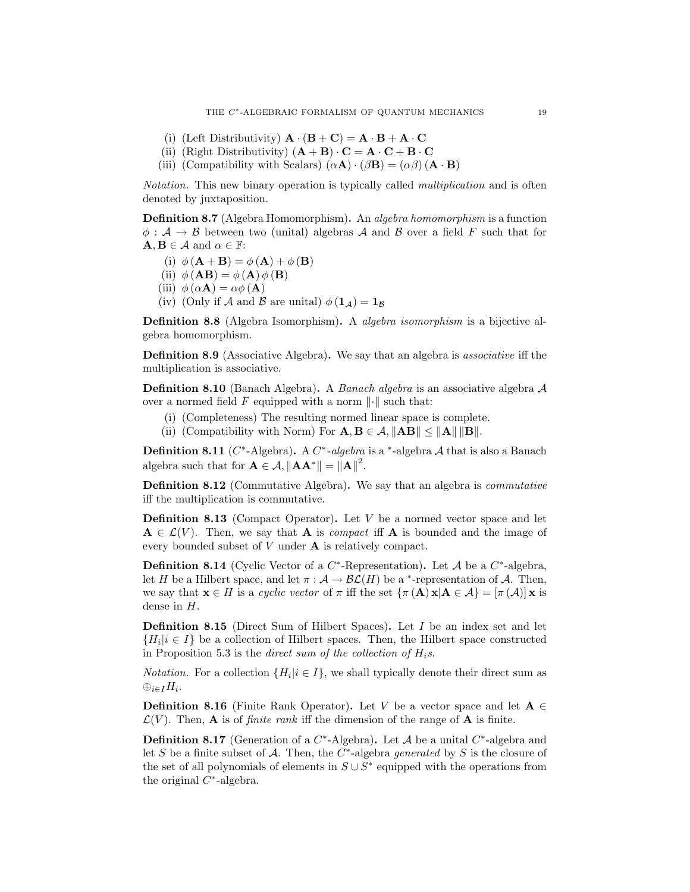(i) (Left Distributivity) $\mathbf{A} \cdot (\mathbf{B} + \mathbf{C}) = \mathbf{A} \cdot \mathbf{B} + \mathbf{A} \cdot \mathbf{C}$
(ii) (Right Distributivity) $(\mathbf{A} + \mathbf{B}) \cdot \mathbf{C} = \mathbf{A} \cdot \mathbf{C} + \mathbf{B} \cdot \mathbf{C}$
(iii) (Compatibility with Scalars) $(\alpha \mathbf{A}) \cdot (\beta \mathbf{B}) = (\alpha\beta)(\mathbf{A} \cdot \mathbf{B})$

*Notation.* This new binary operation is typically called *multiplication* and is often denoted by juxtaposition.

**Definition 8.7** (Algebra Homomorphism)**.** An *algebra homomorphism* is a function $\phi : \mathcal{A} \to \mathcal{B}$ between two (unital) algebras $\mathcal{A}$ and $\mathcal{B}$ over a field $F$ such that for $\mathbf{A}, \mathbf{B} \in \mathcal{A}$ and $\alpha \in \mathbb{F}$:

(i) $\phi(\mathbf{A} + \mathbf{B}) = \phi(\mathbf{A}) + \phi(\mathbf{B})$
(ii) $\phi(\mathbf{AB}) = \phi(\mathbf{A})\phi(\mathbf{B})$
(iii) $\phi(\alpha \mathbf{A}) = \alpha\phi(\mathbf{A})$
(iv) (Only if $\mathcal{A}$ and $\mathcal{B}$ are unital) $\phi(\mathbf{1}_{\mathcal{A}}) = \mathbf{1}_{\mathcal{B}}$

**Definition 8.8** (Algebra Isomorphism)**.** A *algebra isomorphism* is a bijective algebra homomorphism.

**Definition 8.9** (Associative Algebra)**.** We say that an algebra is *associative* iff the multiplication is associative.

**Definition 8.10** (Banach Algebra)**.** A *Banach algebra* is an associative algebra $\mathcal{A}$ over a normed field $F$ equipped with a norm $\|\cdot\|$ such that:

(i) (Completeness) The resulting normed linear space is complete.
(ii) (Compatibility with Norm) For $\mathbf{A}, \mathbf{B} \in \mathcal{A}, \|\mathbf{AB}\| \leq \|\mathbf{A}\| \|\mathbf{B}\|$.

**Definition 8.11** ($C^*$-Algebra)**.** A $C^*$*-algebra* is a $^*$-algebra $\mathcal{A}$ that is also a Banach algebra such that for $\mathbf{A} \in \mathcal{A}, \|\mathbf{AA}^*\| = \|\mathbf{A}\|^2$.

**Definition 8.12** (Commutative Algebra)**.** We say that an algebra is *commutative* iff the multiplication is commutative.

**Definition 8.13** (Compact Operator)**.** Let $V$ be a normed vector space and let $\mathbf{A} \in \mathcal{L}(V)$. Then, we say that $\mathbf{A}$ is *compact* iff $\mathbf{A}$ is bounded and the image of every bounded subset of $V$ under $\mathbf{A}$ is relatively compact.

**Definition 8.14** (Cyclic Vector of a $C^*$-Representation)**.** Let $\mathcal{A}$ be a $C^*$-algebra, let $H$ be a Hilbert space, and let $\pi : \mathcal{A} \to \mathcal{BL}(H)$ be a $^*$-representation of $\mathcal{A}$. Then, we say that $\mathbf{x} \in H$ is a *cyclic vector* of $\pi$ iff the set $\{\pi(\mathbf{A})\mathbf{x} | \mathbf{A} \in \mathcal{A}\} = [\pi(\mathcal{A})]\mathbf{x}$ is dense in $H$.

**Definition 8.15** (Direct Sum of Hilbert Spaces)**.** Let $I$ be an index set and let $\{H_i | i \in I\}$ be a collection of Hilbert spaces. Then, the Hilbert space constructed in Proposition 5.3 is the *direct sum of the collection of* $H_i$*s*.

*Notation.* For a collection $\{H_i | i \in I\}$, we shall typically denote their direct sum as $\oplus_{i \in I} H_i$.

**Definition 8.16** (Finite Rank Operator)**.** Let $V$ be a vector space and let $\mathbf{A} \in \mathcal{L}(V)$. Then, $\mathbf{A}$ is of *finite rank* iff the dimension of the range of $\mathbf{A}$ is finite.

**Definition 8.17** (Generation of a $C^*$-Algebra)**.** Let $\mathcal{A}$ be a unital $C^*$-algebra and let $S$ be a finite subset of $\mathcal{A}$. Then, the $C^*$-algebra *generated* by $S$ is the closure of the set of all polynomials of elements in $S \cup S^*$ equipped with the operations from the original $C^*$-algebra.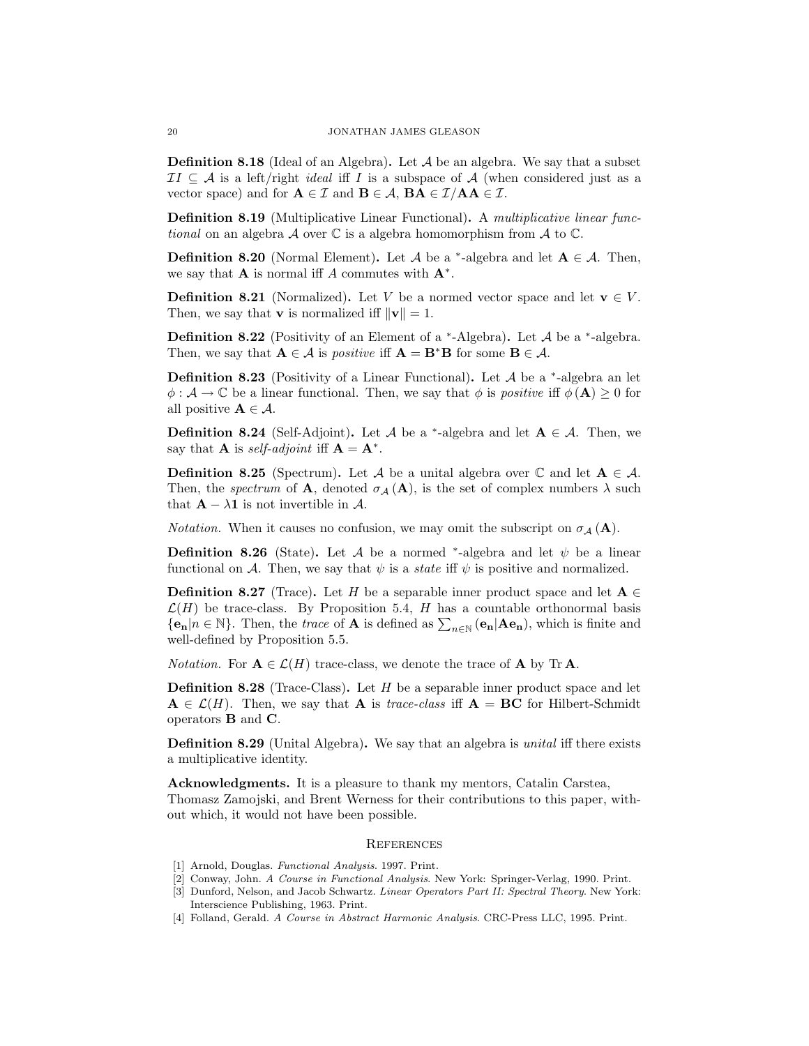**Definition 8.18** (Ideal of an Algebra)**.** Let $\mathcal{A}$ be an algebra. We say that a subset $\mathcal{I}I \subseteq \mathcal{A}$ is a left/right *ideal* iff $I$ is a subspace of $\mathcal{A}$ (when considered just as a vector space) and for $\mathbf{A} \in \mathcal{I}$ and $\mathbf{B} \in \mathcal{A}$, $\mathbf{BA} \in \mathcal{I}/\mathbf{AA} \in \mathcal{I}$.

**Definition 8.19** (Multiplicative Linear Functional)**.** A *multiplicative linear functional* on an algebra $\mathcal{A}$ over $\mathbb{C}$ is a algebra homomorphism from $\mathcal{A}$ to $\mathbb{C}$.

**Definition 8.20** (Normal Element)**.** Let $\mathcal{A}$ be a $^*$-algebra and let $\mathbf{A} \in \mathcal{A}$. Then, we say that $\mathbf{A}$ is normal iff $A$ commutes with $\mathbf{A}^*$.

**Definition 8.21** (Normalized)**.** Let $V$ be a normed vector space and let $\mathbf{v} \in V$. Then, we say that $\mathbf{v}$ is normalized iff $\|\mathbf{v}\| = 1$.

**Definition 8.22** (Positivity of an Element of a $^*$-Algebra)**.** Let $\mathcal{A}$ be a $^*$-algebra. Then, we say that $\mathbf{A} \in \mathcal{A}$ is *positive* iff $\mathbf{A} = \mathbf{B}^*\mathbf{B}$ for some $\mathbf{B} \in \mathcal{A}$.

**Definition 8.23** (Positivity of a Linear Functional)**.** Let $\mathcal{A}$ be a $^*$-algebra an let $\phi : \mathcal{A} \to \mathbb{C}$ be a linear functional. Then, we say that $\phi$ is *positive* iff $\phi(\mathbf{A}) \geq 0$ for all positive $\mathbf{A} \in \mathcal{A}$.

**Definition 8.24** (Self-Adjoint)**.** Let $\mathcal{A}$ be a $^*$-algebra and let $\mathbf{A} \in \mathcal{A}$. Then, we say that $\mathbf{A}$ is *self-adjoint* iff $\mathbf{A} = \mathbf{A}^*$.

**Definition 8.25** (Spectrum)**.** Let $\mathcal{A}$ be a unital algebra over $\mathbb{C}$ and let $\mathbf{A} \in \mathcal{A}$. Then, the *spectrum* of $\mathbf{A}$, denoted $\sigma_{\mathcal{A}}(\mathbf{A})$, is the set of complex numbers $\lambda$ such that $\mathbf{A} - \lambda\mathbf{1}$ is not invertible in $\mathcal{A}$.

*Notation.* When it causes no confusion, we may omit the subscript on $\sigma_{\mathcal{A}}(\mathbf{A})$.

**Definition 8.26** (State)**.** Let $\mathcal{A}$ be a normed $^*$-algebra and let $\psi$ be a linear functional on $\mathcal{A}$. Then, we say that $\psi$ is a *state* iff $\psi$ is positive and normalized.

**Definition 8.27** (Trace)**.** Let $H$ be a separable inner product space and let $\mathbf{A} \in \mathcal{L}(H)$ be trace-class. By Proposition 5.4, $H$ has a countable orthonormal basis $\{\mathbf{e_n} | n \in \mathbb{N}\}$. Then, the *trace* of $\mathbf{A}$ is defined as $\sum_{n\in\mathbb{N}} (\mathbf{e_n}|\mathbf{A}\mathbf{e_n})$, which is finite and well-defined by Proposition 5.5.

*Notation.* For $\mathbf{A} \in \mathcal{L}(H)$ trace-class, we denote the trace of $\mathbf{A}$ by $\operatorname{Tr}\mathbf{A}$.

**Definition 8.28** (Trace-Class)**.** Let $H$ be a separable inner product space and let $\mathbf{A} \in \mathcal{L}(H)$. Then, we say that $\mathbf{A}$ is *trace-class* iff $\mathbf{A} = \mathbf{BC}$ for Hilbert-Schmidt operators $\mathbf{B}$ and $\mathbf{C}$.

**Definition 8.29** (Unital Algebra)**.** We say that an algebra is *unital* iff there exists a multiplicative identity.

**Acknowledgments.** It is a pleasure to thank my mentors, Catalin Carstea, Thomasz Zamojski, and Brent Werness for their contributions to this paper, without which, it would not have been possible.

## References

[1] Arnold, Douglas. *Functional Analysis.* 1997. Print.

[2] Conway, John. *A Course in Functional Analysis*. New York: Springer-Verlag, 1990. Print.

[3] Dunford, Nelson, and Jacob Schwartz. *Linear Operators Part II: Spectral Theory.* New York: Interscience Publishing, 1963. Print.

[4] Folland, Gerald. *A Course in Abstract Harmonic Analysis*. CRC-Press LLC, 1995. Print.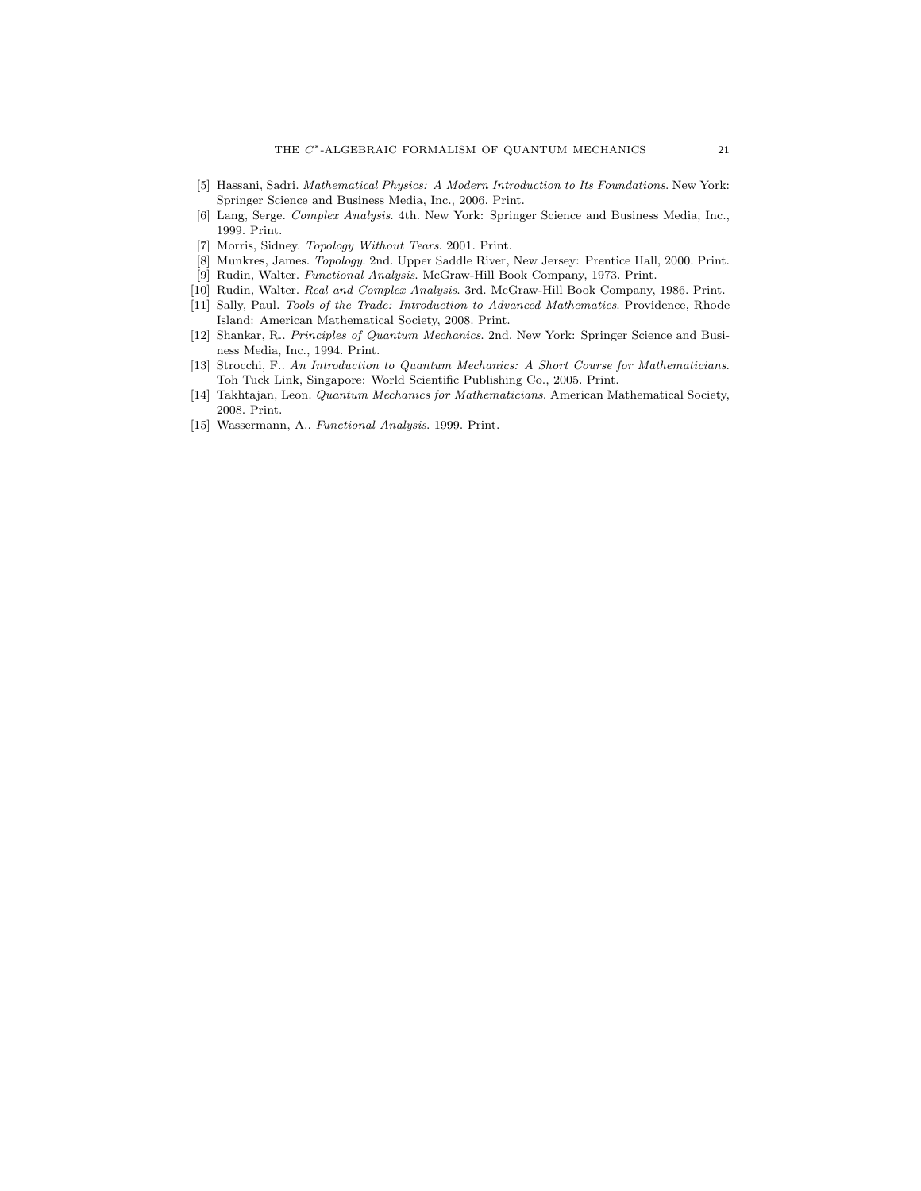[5] Hassani, Sadri. *Mathematical Physics: A Modern Introduction to Its Foundations*. New York: Springer Science and Business Media, Inc., 2006. Print.

[6] Lang, Serge. *Complex Analysis*. 4th. New York: Springer Science and Business Media, Inc., 1999. Print.

[7] Morris, Sidney. *Topology Without Tears*. 2001. Print.

[8] Munkres, James. *Topology*. 2nd. Upper Saddle River, New Jersey: Prentice Hall, 2000. Print.

[9] Rudin, Walter. *Functional Analysis*. McGraw-Hill Book Company, 1973. Print.

[10] Rudin, Walter. *Real and Complex Analysis*. 3rd. McGraw-Hill Book Company, 1986. Print.

[11] Sally, Paul. *Tools of the Trade: Introduction to Advanced Mathematics*. Providence, Rhode Island: American Mathematical Society, 2008. Print.

[12] Shankar, R.. *Principles of Quantum Mechanics*. 2nd. New York: Springer Science and Business Media, Inc., 1994. Print.

[13] Strocchi, F.. *An Introduction to Quantum Mechanics: A Short Course for Mathematicians*. Toh Tuck Link, Singapore: World Scientific Publishing Co., 2005. Print.

[14] Takhtajan, Leon. *Quantum Mechanics for Mathematicians*. American Mathematical Society, 2008. Print.

[15] Wassermann, A.. *Functional Analysis*. 1999. Print.